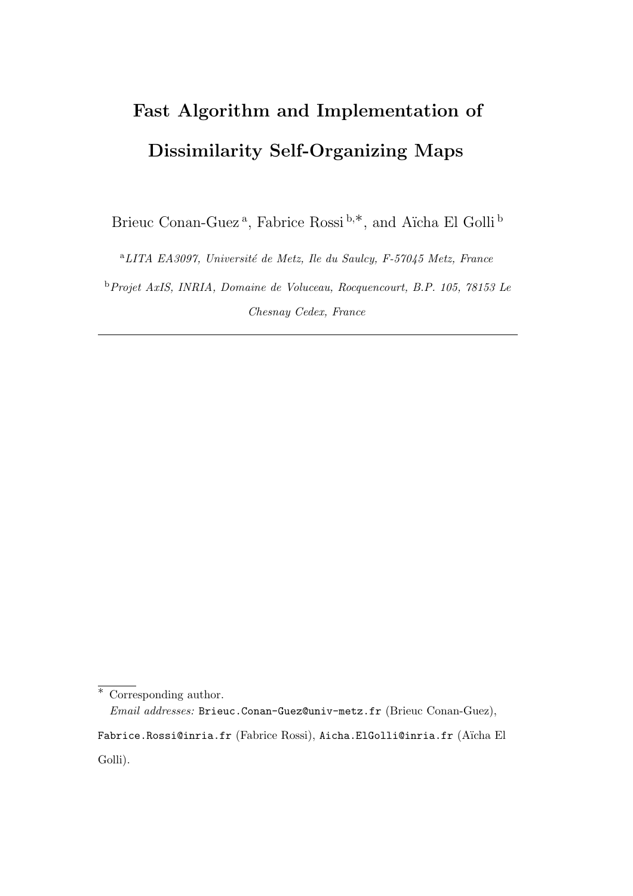# Fast Algorithm and Implementation of Dissimilarity Self-Organizing Maps

Brieuc Conan-Guez [a], Fabrice Rossi [b,*], and Aïcha El Golli [b]

[a] *LITA EA3097, Université de Metz, Ile du Saulcy, F-57045 Metz, France*

[b] *Projet AxIS, INRIA, Domaine de Voluceau, Rocquencourt, B.P. 105, 78153 Le Chesnay Cedex, France*

---

\* Corresponding author.

*Email addresses:* `Brieuc.Conan-Guez@univ-metz.fr` (Brieuc Conan-Guez), `Fabrice.Rossi@inria.fr` (Fabrice Rossi), `Aicha.ElGolli@inria.fr` (Aïcha El Golli).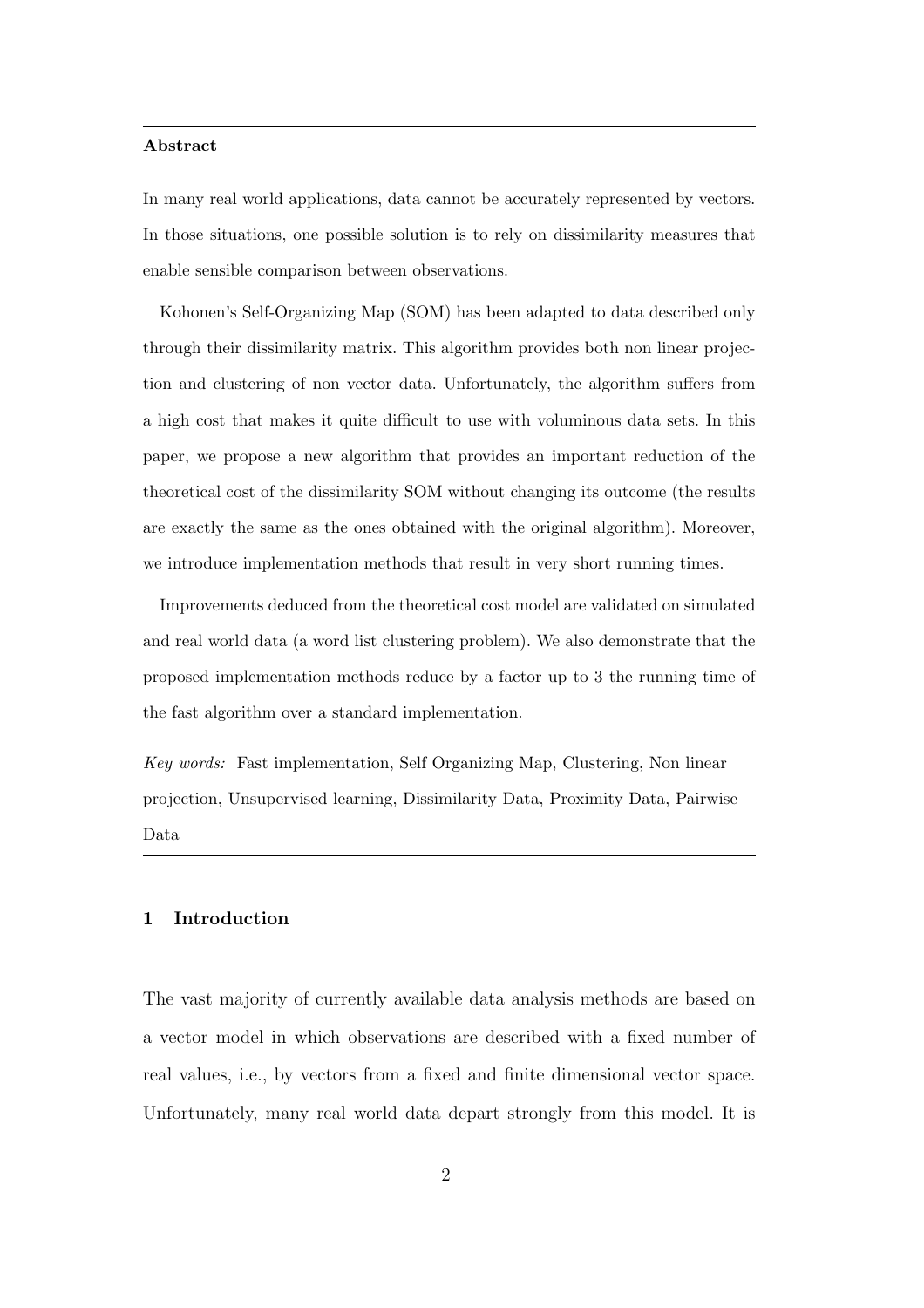**Abstract**

In many real world applications, data cannot be accurately represented by vectors. In those situations, one possible solution is to rely on dissimilarity measures that enable sensible comparison between observations.

Kohonen's Self-Organizing Map (SOM) has been adapted to data described only through their dissimilarity matrix. This algorithm provides both non linear projection and clustering of non vector data. Unfortunately, the algorithm suffers from a high cost that makes it quite difficult to use with voluminous data sets. In this paper, we propose a new algorithm that provides an important reduction of the theoretical cost of the dissimilarity SOM without changing its outcome (the results are exactly the same as the ones obtained with the original algorithm). Moreover, we introduce implementation methods that result in very short running times.

Improvements deduced from the theoretical cost model are validated on simulated and real world data (a word list clustering problem). We also demonstrate that the proposed implementation methods reduce by a factor up to 3 the running time of the fast algorithm over a standard implementation.

*Key words:* Fast implementation, Self Organizing Map, Clustering, Non linear projection, Unsupervised learning, Dissimilarity Data, Proximity Data, Pairwise Data

## 1 Introduction

The vast majority of currently available data analysis methods are based on a vector model in which observations are described with a fixed number of real values, i.e., by vectors from a fixed and finite dimensional vector space. Unfortunately, many real world data depart strongly from this model. It is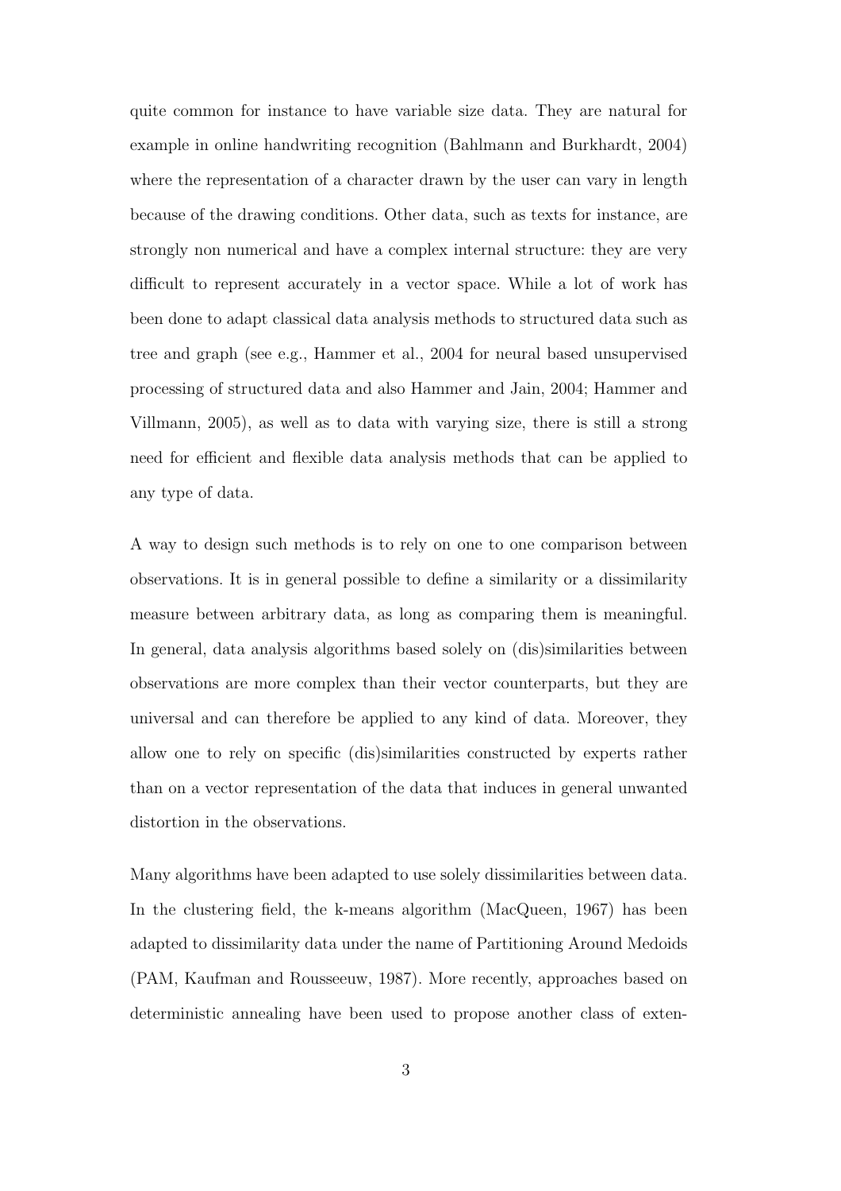quite common for instance to have variable size data. They are natural for example in online handwriting recognition (Bahlmann and Burkhardt, 2004) where the representation of a character drawn by the user can vary in length because of the drawing conditions. Other data, such as texts for instance, are strongly non numerical and have a complex internal structure: they are very difficult to represent accurately in a vector space. While a lot of work has been done to adapt classical data analysis methods to structured data such as tree and graph (see e.g., Hammer et al., 2004 for neural based unsupervised processing of structured data and also Hammer and Jain, 2004; Hammer and Villmann, 2005), as well as to data with varying size, there is still a strong need for efficient and flexible data analysis methods that can be applied to any type of data.

A way to design such methods is to rely on one to one comparison between observations. It is in general possible to define a similarity or a dissimilarity measure between arbitrary data, as long as comparing them is meaningful. In general, data analysis algorithms based solely on (dis)similarities between observations are more complex than their vector counterparts, but they are universal and can therefore be applied to any kind of data. Moreover, they allow one to rely on specific (dis)similarities constructed by experts rather than on a vector representation of the data that induces in general unwanted distortion in the observations.

Many algorithms have been adapted to use solely dissimilarities between data. In the clustering field, the k-means algorithm (MacQueen, 1967) has been adapted to dissimilarity data under the name of Partitioning Around Medoids (PAM, Kaufman and Rousseeuw, 1987). More recently, approaches based on deterministic annealing have been used to propose another class of exten-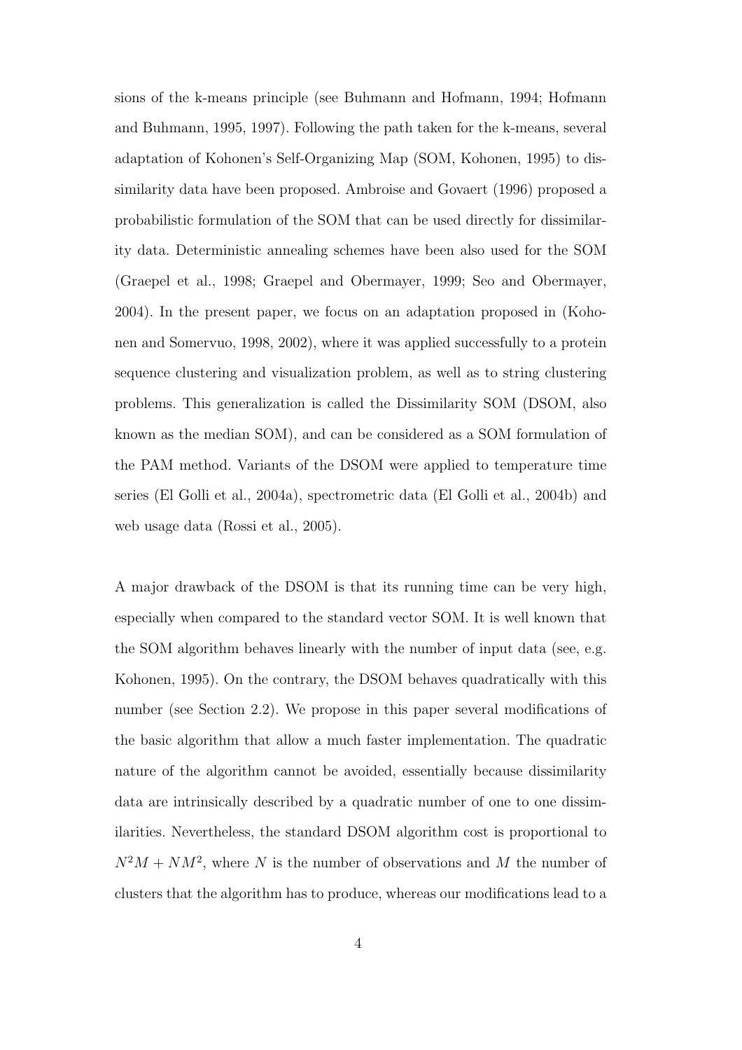sions of the k-means principle (see Buhmann and Hofmann, 1994; Hofmann and Buhmann, 1995, 1997). Following the path taken for the k-means, several adaptation of Kohonen's Self-Organizing Map (SOM, Kohonen, 1995) to dissimilarity data have been proposed. Ambroise and Govaert (1996) proposed a probabilistic formulation of the SOM that can be used directly for dissimilarity data. Deterministic annealing schemes have been also used for the SOM (Graepel et al., 1998; Graepel and Obermayer, 1999; Seo and Obermayer, 2004). In the present paper, we focus on an adaptation proposed in (Kohonen and Somervuo, 1998, 2002), where it was applied successfully to a protein sequence clustering and visualization problem, as well as to string clustering problems. This generalization is called the Dissimilarity SOM (DSOM, also known as the median SOM), and can be considered as a SOM formulation of the PAM method. Variants of the DSOM were applied to temperature time series (El Golli et al., 2004a), spectrometric data (El Golli et al., 2004b) and web usage data (Rossi et al., 2005).

A major drawback of the DSOM is that its running time can be very high, especially when compared to the standard vector SOM. It is well known that the SOM algorithm behaves linearly with the number of input data (see, e.g. Kohonen, 1995). On the contrary, the DSOM behaves quadratically with this number (see Section 2.2). We propose in this paper several modifications of the basic algorithm that allow a much faster implementation. The quadratic nature of the algorithm cannot be avoided, essentially because dissimilarity data are intrinsically described by a quadratic number of one to one dissimilarities. Nevertheless, the standard DSOM algorithm cost is proportional to $N^2M + NM^2$, where $N$ is the number of observations and $M$ the number of clusters that the algorithm has to produce, whereas our modifications lead to a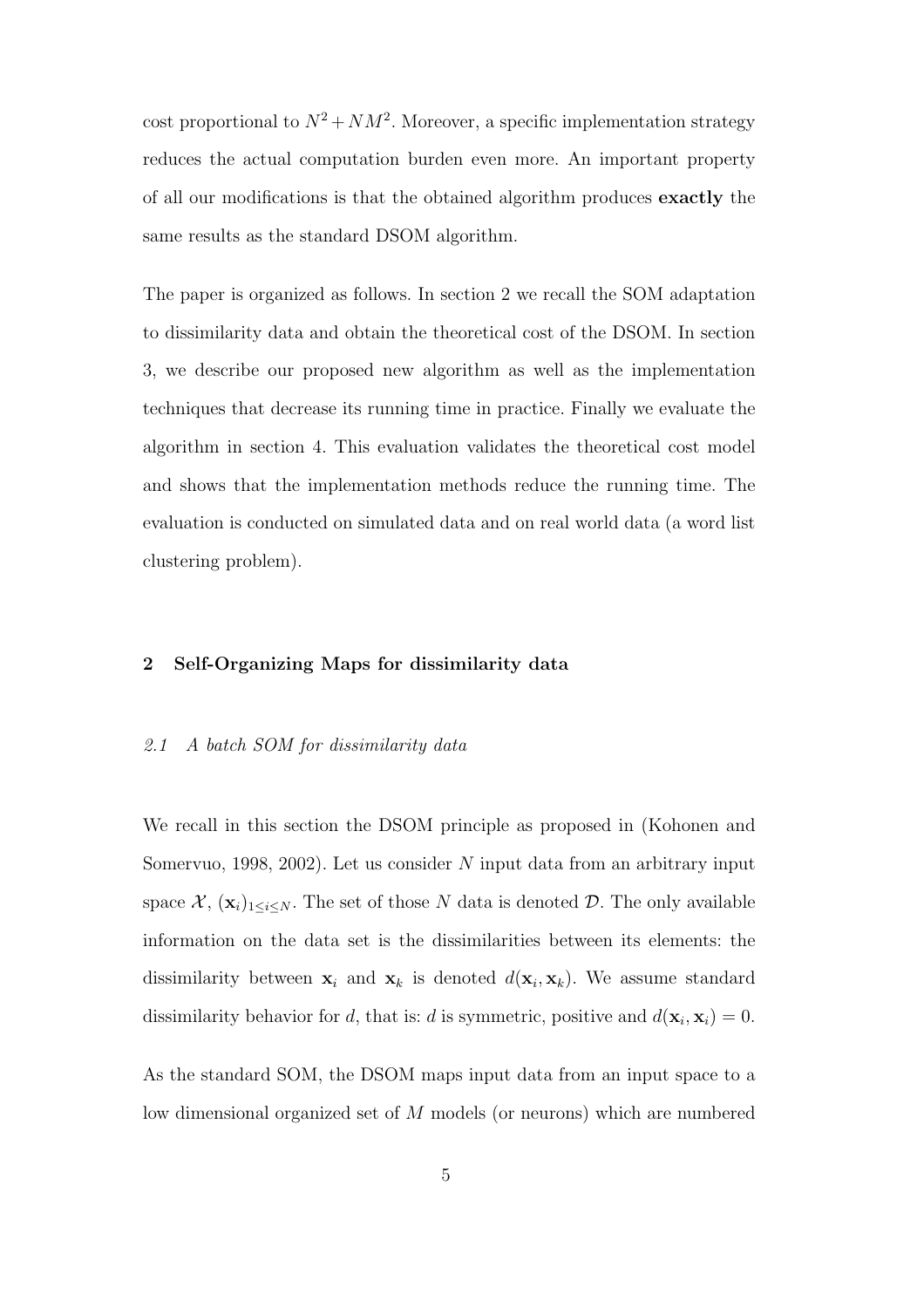cost proportional to $N^2 + NM^2$. Moreover, a specific implementation strategy reduces the actual computation burden even more. An important property of all our modifications is that the obtained algorithm produces **exactly** the same results as the standard DSOM algorithm.

The paper is organized as follows. In section 2 we recall the SOM adaptation to dissimilarity data and obtain the theoretical cost of the DSOM. In section 3, we describe our proposed new algorithm as well as the implementation techniques that decrease its running time in practice. Finally we evaluate the algorithm in section 4. This evaluation validates the theoretical cost model and shows that the implementation methods reduce the running time. The evaluation is conducted on simulated data and on real world data (a word list clustering problem).

## 2 Self-Organizing Maps for dissimilarity data

### *2.1 A batch SOM for dissimilarity data*

We recall in this section the DSOM principle as proposed in (Kohonen and Somervuo, 1998, 2002). Let us consider $N$ input data from an arbitrary input space $\mathcal{X}$, $(\mathbf{x}_i)_{1 \leq i \leq N}$. The set of those $N$ data is denoted $\mathcal{D}$. The only available information on the data set is the dissimilarities between its elements: the dissimilarity between $\mathbf{x}_i$ and $\mathbf{x}_k$ is denoted $d(\mathbf{x}_i, \mathbf{x}_k)$. We assume standard dissimilarity behavior for $d$, that is: $d$ is symmetric, positive and $d(\mathbf{x}_i, \mathbf{x}_i) = 0$.

As the standard SOM, the DSOM maps input data from an input space to a low dimensional organized set of $M$ models (or neurons) which are numbered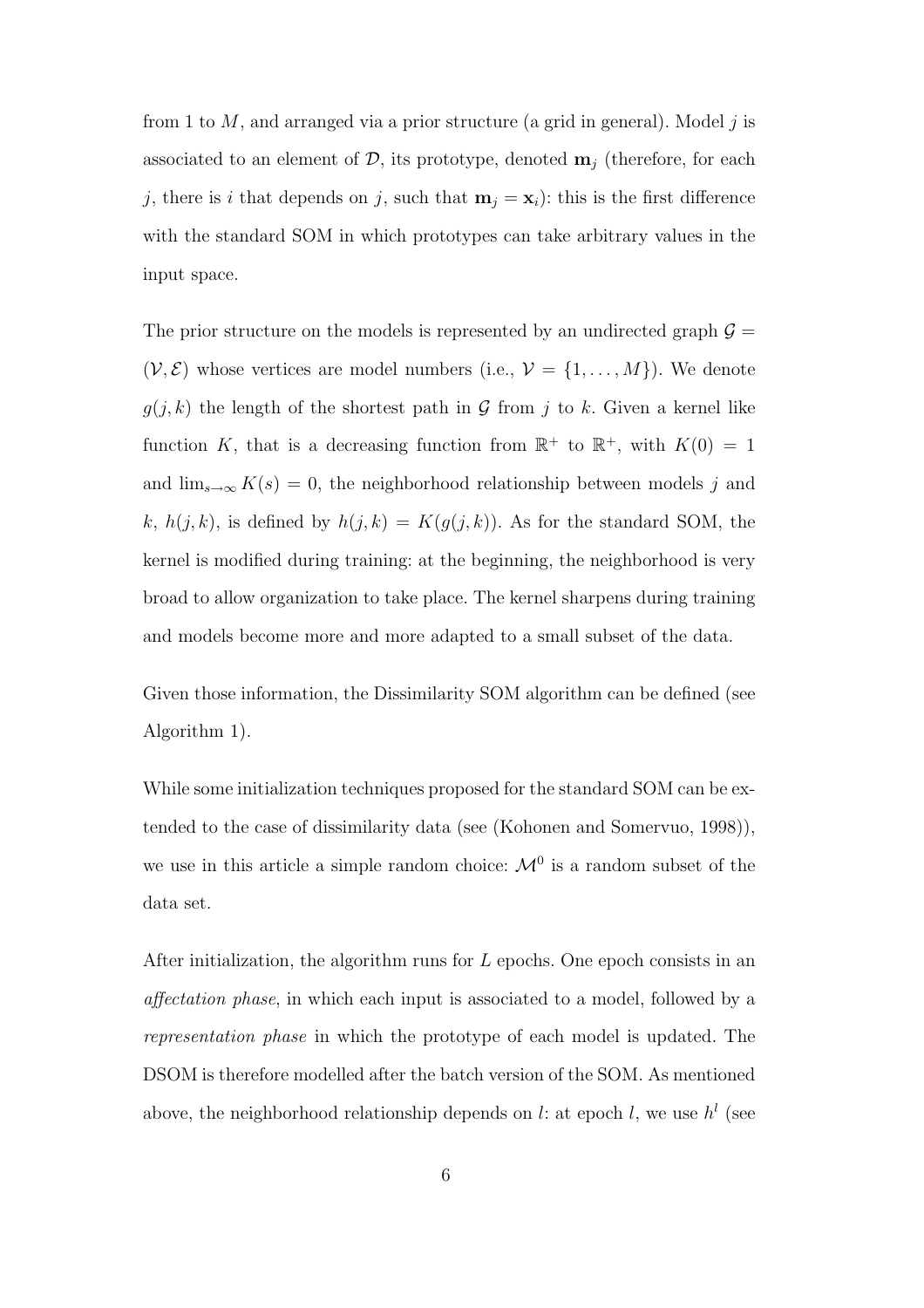from 1 to $M$, and arranged via a prior structure (a grid in general). Model $j$ is associated to an element of $\mathcal{D}$, its prototype, denoted $\mathbf{m}_j$ (therefore, for each $j$, there is $i$ that depends on $j$, such that $\mathbf{m}_j = \mathbf{x}_i$): this is the first difference with the standard SOM in which prototypes can take arbitrary values in the input space.

The prior structure on the models is represented by an undirected graph $\mathcal{G} = (\mathcal{V}, \mathcal{E})$ whose vertices are model numbers (i.e., $\mathcal{V} = \{1, \ldots, M\}$). We denote $g(j,k)$ the length of the shortest path in $\mathcal{G}$ from $j$ to $k$. Given a kernel like function $K$, that is a decreasing function from $\mathbb{R}^+$ to $\mathbb{R}^+$, with $K(0) = 1$ and $\lim_{s\to\infty} K(s) = 0$, the neighborhood relationship between models $j$ and $k$, $h(j,k)$, is defined by $h(j,k) = K(g(j,k))$. As for the standard SOM, the kernel is modified during training: at the beginning, the neighborhood is very broad to allow organization to take place. The kernel sharpens during training and models become more and more adapted to a small subset of the data.

Given those information, the Dissimilarity SOM algorithm can be defined (see Algorithm 1).

While some initialization techniques proposed for the standard SOM can be extended to the case of dissimilarity data (see (Kohonen and Somervuo, 1998)), we use in this article a simple random choice: $\mathcal{M}^0$ is a random subset of the data set.

After initialization, the algorithm runs for $L$ epochs. One epoch consists in an *affectation phase*, in which each input is associated to a model, followed by a *representation phase* in which the prototype of each model is updated. The DSOM is therefore modelled after the batch version of the SOM. As mentioned above, the neighborhood relationship depends on $l$: at epoch $l$, we use $h^l$ (see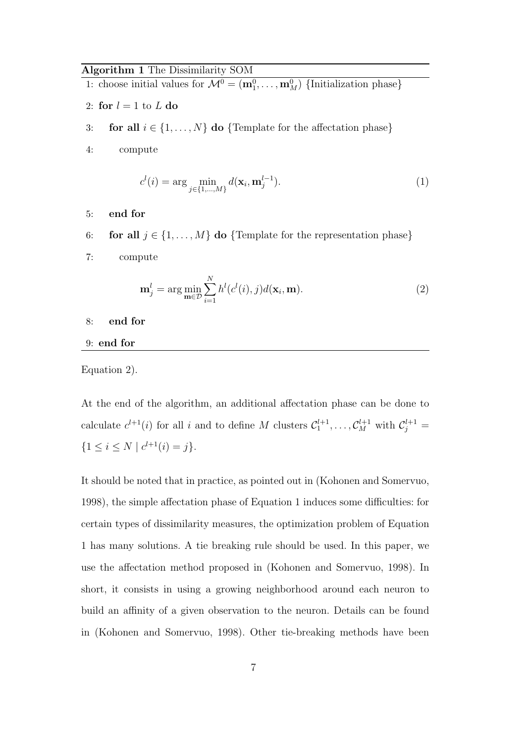**Algorithm 1** The Dissimilarity SOM

1: choose initial values for $\mathcal{M}^0 = (\mathbf{m}_1^0, \ldots, \mathbf{m}_M^0)$ {Initialization phase}

2: **for** $l = 1$ to $L$ **do**

3: **for all** $i \in \{1, \ldots, N\}$ **do** {Template for the affectation phase}

4: compute

$$c^l(i) = \arg \min_{j \in \{1,\ldots,M\}} d(\mathbf{x}_i, \mathbf{m}_j^{l-1}). \tag{1}$$

5: **end for**

6: **for all** $j \in \{1, \ldots, M\}$ **do** {Template for the representation phase}

7: compute

$$\mathbf{m}_j^l = \arg \min_{\mathbf{m} \in \mathcal{D}} \sum_{i=1}^{N} h^l(c^l(i), j) d(\mathbf{x}_i, \mathbf{m}). \tag{2}$$

8: **end for**

9: **end for**

Equation 2).

At the end of the algorithm, an additional affectation phase can be done to calculate $c^{l+1}(i)$ for all $i$ and to define $M$ clusters $\mathcal{C}_1^{l+1}, \ldots, \mathcal{C}_M^{l+1}$ with $\mathcal{C}_j^{l+1} = \{1 \leq i \leq N \mid c^{l+1}(i) = j\}$.

It should be noted that in practice, as pointed out in (Kohonen and Somervuo, 1998), the simple affectation phase of Equation 1 induces some difficulties: for certain types of dissimilarity measures, the optimization problem of Equation 1 has many solutions. A tie breaking rule should be used. In this paper, we use the affectation method proposed in (Kohonen and Somervuo, 1998). In short, it consists in using a growing neighborhood around each neuron to build an affinity of a given observation to the neuron. Details can be found in (Kohonen and Somervuo, 1998). Other tie-breaking methods have been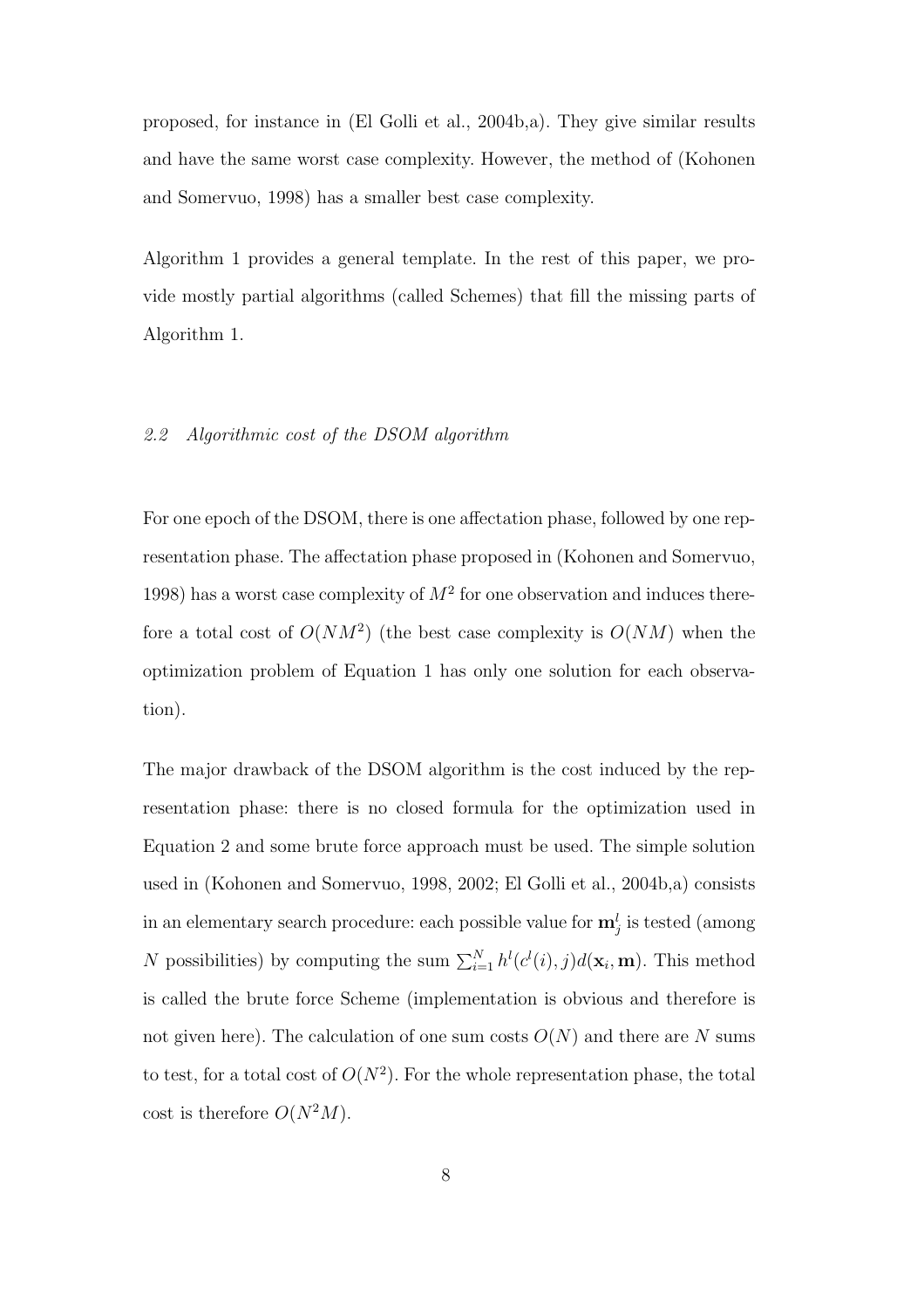proposed, for instance in (El Golli et al., 2004b,a). They give similar results and have the same worst case complexity. However, the method of (Kohonen and Somervuo, 1998) has a smaller best case complexity.

Algorithm 1 provides a general template. In the rest of this paper, we provide mostly partial algorithms (called Schemes) that fill the missing parts of Algorithm 1.

### *2.2 Algorithmic cost of the DSOM algorithm*

For one epoch of the DSOM, there is one affectation phase, followed by one representation phase. The affectation phase proposed in (Kohonen and Somervuo, 1998) has a worst case complexity of $M^2$ for one observation and induces therefore a total cost of $O(NM^2)$ (the best case complexity is $O(NM)$ when the optimization problem of Equation 1 has only one solution for each observation).

The major drawback of the DSOM algorithm is the cost induced by the representation phase: there is no closed formula for the optimization used in Equation 2 and some brute force approach must be used. The simple solution used in (Kohonen and Somervuo, 1998, 2002; El Golli et al., 2004b,a) consists in an elementary search procedure: each possible value for $\mathbf{m}_j^l$ is tested (among $N$ possibilities) by computing the sum $\sum_{i=1}^{N} h^l(c^l(i), j) d(\mathbf{x}_i, \mathbf{m})$. This method is called the brute force Scheme (implementation is obvious and therefore is not given here). The calculation of one sum costs $O(N)$ and there are $N$ sums to test, for a total cost of $O(N^2)$. For the whole representation phase, the total cost is therefore $O(N^2M)$.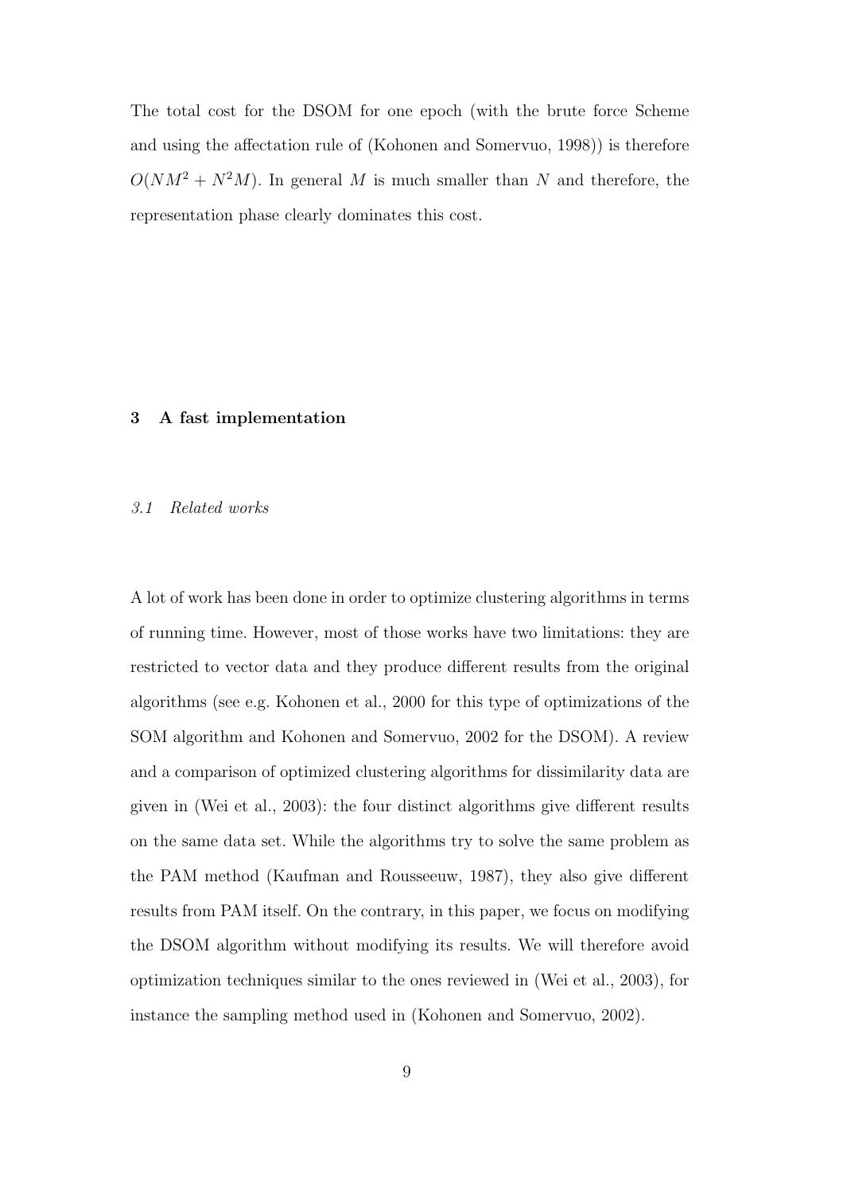The total cost for the DSOM for one epoch (with the brute force Scheme and using the affectation rule of (Kohonen and Somervuo, 1998)) is therefore $O(NM^2 + N^2M)$. In general $M$ is much smaller than $N$ and therefore, the representation phase clearly dominates this cost.

## 3 A fast implementation

### *3.1 Related works*

A lot of work has been done in order to optimize clustering algorithms in terms of running time. However, most of those works have two limitations: they are restricted to vector data and they produce different results from the original algorithms (see e.g. Kohonen et al., 2000 for this type of optimizations of the SOM algorithm and Kohonen and Somervuo, 2002 for the DSOM). A review and a comparison of optimized clustering algorithms for dissimilarity data are given in (Wei et al., 2003): the four distinct algorithms give different results on the same data set. While the algorithms try to solve the same problem as the PAM method (Kaufman and Rousseeuw, 1987), they also give different results from PAM itself. On the contrary, in this paper, we focus on modifying the DSOM algorithm without modifying its results. We will therefore avoid optimization techniques similar to the ones reviewed in (Wei et al., 2003), for instance the sampling method used in (Kohonen and Somervuo, 2002).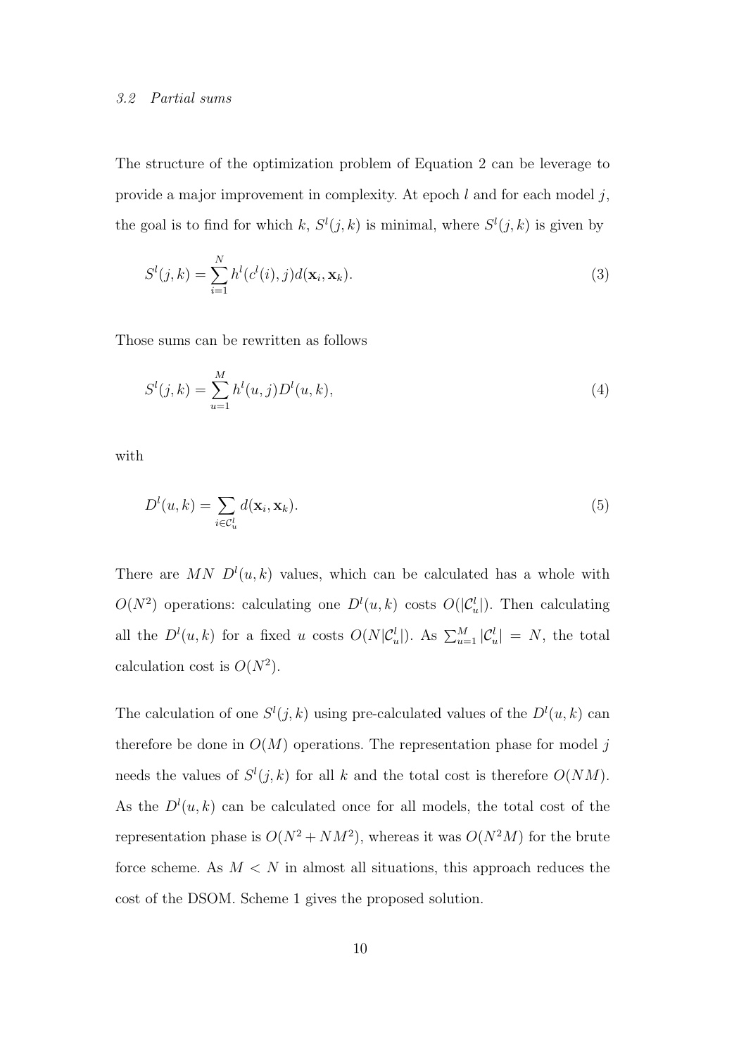### *3.2 Partial sums*

The structure of the optimization problem of Equation 2 can be leverage to provide a major improvement in complexity. At epoch $l$ and for each model $j$, the goal is to find for which $k$, $S^l(j,k)$ is minimal, where $S^l(j,k)$ is given by

$$S^l(j,k) = \sum_{i=1}^{N} h^l(c^l(i), j) d(\mathbf{x}_i, \mathbf{x}_k). \tag{3}$$

Those sums can be rewritten as follows

$$S^l(j,k) = \sum_{u=1}^{M} h^l(u,j) D^l(u,k), \tag{4}$$

with

$$D^l(u,k) = \sum_{i \in \mathcal{C}_u^l} d(\mathbf{x}_i, \mathbf{x}_k). \tag{5}$$

There are $MN$ $D^l(u,k)$ values, which can be calculated has a whole with $O(N^2)$ operations: calculating one $D^l(u,k)$ costs $O(|\mathcal{C}_u^l|)$. Then calculating all the $D^l(u,k)$ for a fixed $u$ costs $O(N|\mathcal{C}_u^l|)$. As $\sum_{u=1}^{M} |\mathcal{C}_u^l| = N$, the total calculation cost is $O(N^2)$.

The calculation of one $S^l(j,k)$ using pre-calculated values of the $D^l(u,k)$ can therefore be done in $O(M)$ operations. The representation phase for model $j$ needs the values of $S^l(j,k)$ for all $k$ and the total cost is therefore $O(NM)$. As the $D^l(u,k)$ can be calculated once for all models, the total cost of the representation phase is $O(N^2 + NM^2)$, whereas it was $O(N^2 M)$ for the brute force scheme. As $M < N$ in almost all situations, this approach reduces the cost of the DSOM. Scheme 1 gives the proposed solution.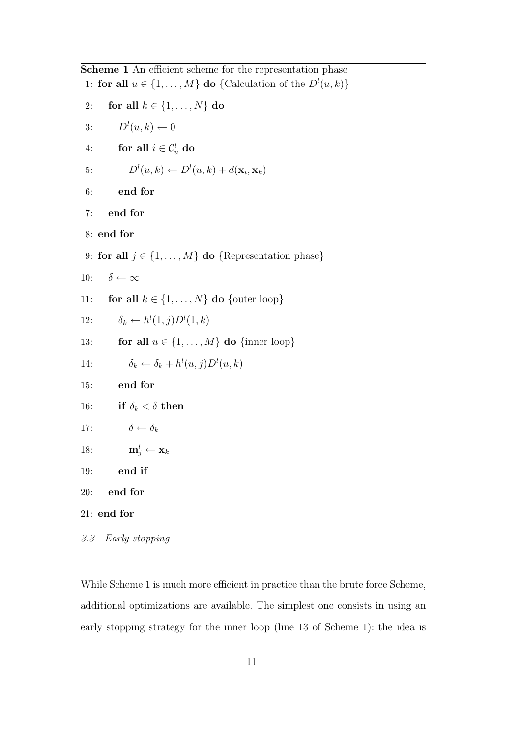**Scheme 1** An efficient scheme for the representation phase

```
1: for all u ∈ {1, ..., M} do {Calculation of the D^l(u, k)}
2:   for all k ∈ {1, ..., N} do
3:     D^l(u, k) ← 0
4:     for all i ∈ C^l_u do
5:       D^l(u, k) ← D^l(u, k) + d(x_i, x_k)
6:     end for
7:   end for
8: end for
9: for all j ∈ {1, ..., M} do {Representation phase}
10:  δ ← ∞
11:  for all k ∈ {1, ..., N} do {outer loop}
12:    δ_k ← h^l(1, j)D^l(1, k)
13:    for all u ∈ {1, ..., M} do {inner loop}
14:      δ_k ← δ_k + h^l(u, j)D^l(u, k)
15:    end for
16:    if δ_k < δ then
17:      δ ← δ_k
18:      m^l_j ← x_k
19:    end if
20:  end for
21: end for
```

### *3.3 Early stopping*

While Scheme 1 is much more efficient in practice than the brute force Scheme, additional optimizations are available. The simplest one consists in using an early stopping strategy for the inner loop (line 13 of Scheme 1): the idea is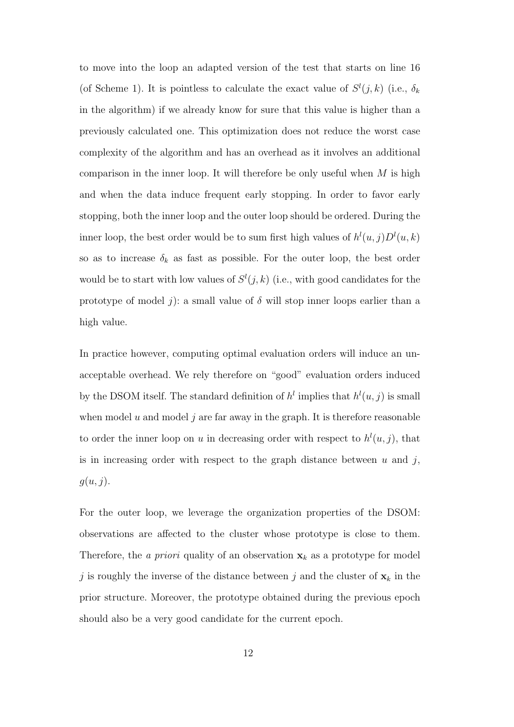to move into the loop an adapted version of the test that starts on line 16 (of Scheme 1). It is pointless to calculate the exact value of $S^l(j,k)$ (i.e., $\delta_k$ in the algorithm) if we already know for sure that this value is higher than a previously calculated one. This optimization does not reduce the worst case complexity of the algorithm and has an overhead as it involves an additional comparison in the inner loop. It will therefore be only useful when $M$ is high and when the data induce frequent early stopping. In order to favor early stopping, both the inner loop and the outer loop should be ordered. During the inner loop, the best order would be to sum first high values of $h^l(u,j)D^l(u,k)$ so as to increase $\delta_k$ as fast as possible. For the outer loop, the best order would be to start with low values of $S^l(j,k)$ (i.e., with good candidates for the prototype of model $j$): a small value of $\delta$ will stop inner loops earlier than a high value.

In practice however, computing optimal evaluation orders will induce an unacceptable overhead. We rely therefore on "good" evaluation orders induced by the DSOM itself. The standard definition of $h^l$ implies that $h^l(u,j)$ is small when model $u$ and model $j$ are far away in the graph. It is therefore reasonable to order the inner loop on $u$ in decreasing order with respect to $h^l(u,j)$, that is in increasing order with respect to the graph distance between $u$ and $j$, $g(u,j)$.

For the outer loop, we leverage the organization properties of the DSOM: observations are affected to the cluster whose prototype is close to them. Therefore, the *a priori* quality of an observation $\mathbf{x}_k$ as a prototype for model $j$ is roughly the inverse of the distance between $j$ and the cluster of $\mathbf{x}_k$ in the prior structure. Moreover, the prototype obtained during the previous epoch should also be a very good candidate for the current epoch.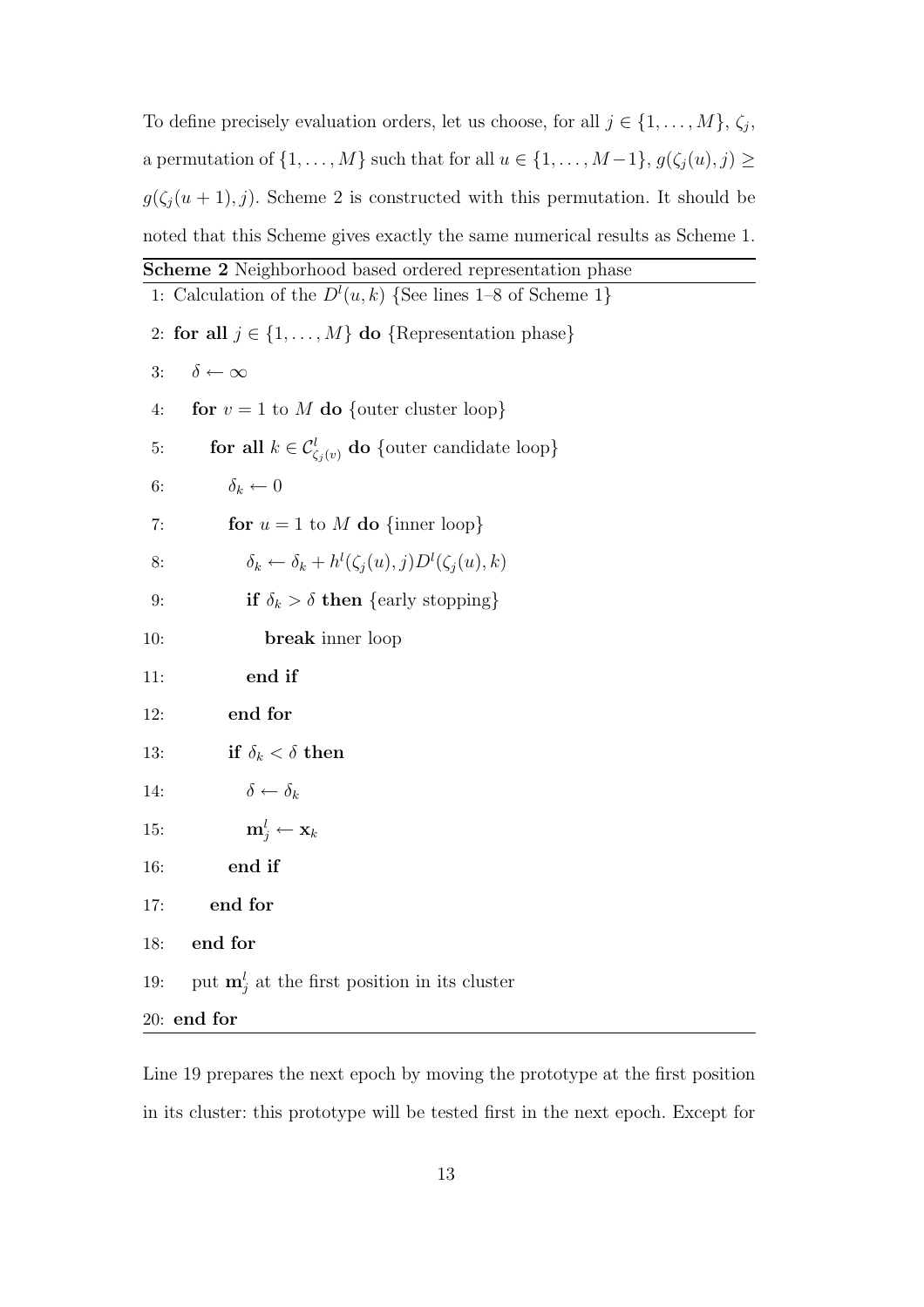To define precisely evaluation orders, let us choose, for all $j \in \{1, \ldots, M\}$, $\zeta_j$, a permutation of $\{1, \ldots, M\}$ such that for all $u \in \{1, \ldots, M-1\}$, $g(\zeta_j(u), j) \geq g(\zeta_j(u+1), j)$. Scheme 2 is constructed with this permutation. It should be noted that this Scheme gives exactly the same numerical results as Scheme 1.

**Scheme 2** Neighborhood based ordered representation phase

```
1: Calculation of the D^l(u,k) {See lines 1–8 of Scheme 1}
2: for all j ∈ {1,...,M} do {Representation phase}
3:   δ ← ∞
4:   for v = 1 to M do {outer cluster loop}
5:     for all k ∈ C^l_{ζ_j(v)} do {outer candidate loop}
6:       δ_k ← 0
7:       for u = 1 to M do {inner loop}
8:         δ_k ← δ_k + h^l(ζ_j(u), j) D^l(ζ_j(u), k)
9:         if δ_k > δ then {early stopping}
10:          break inner loop
11:        end if
12:      end for
13:      if δ_k < δ then
14:        δ ← δ_k
15:        m^l_j ← x_k
16:      end if
17:    end for
18:  end for
19:  put m^l_j at the first position in its cluster
20: end for
```

Line 19 prepares the next epoch by moving the prototype at the first position in its cluster: this prototype will be tested first in the next epoch. Except for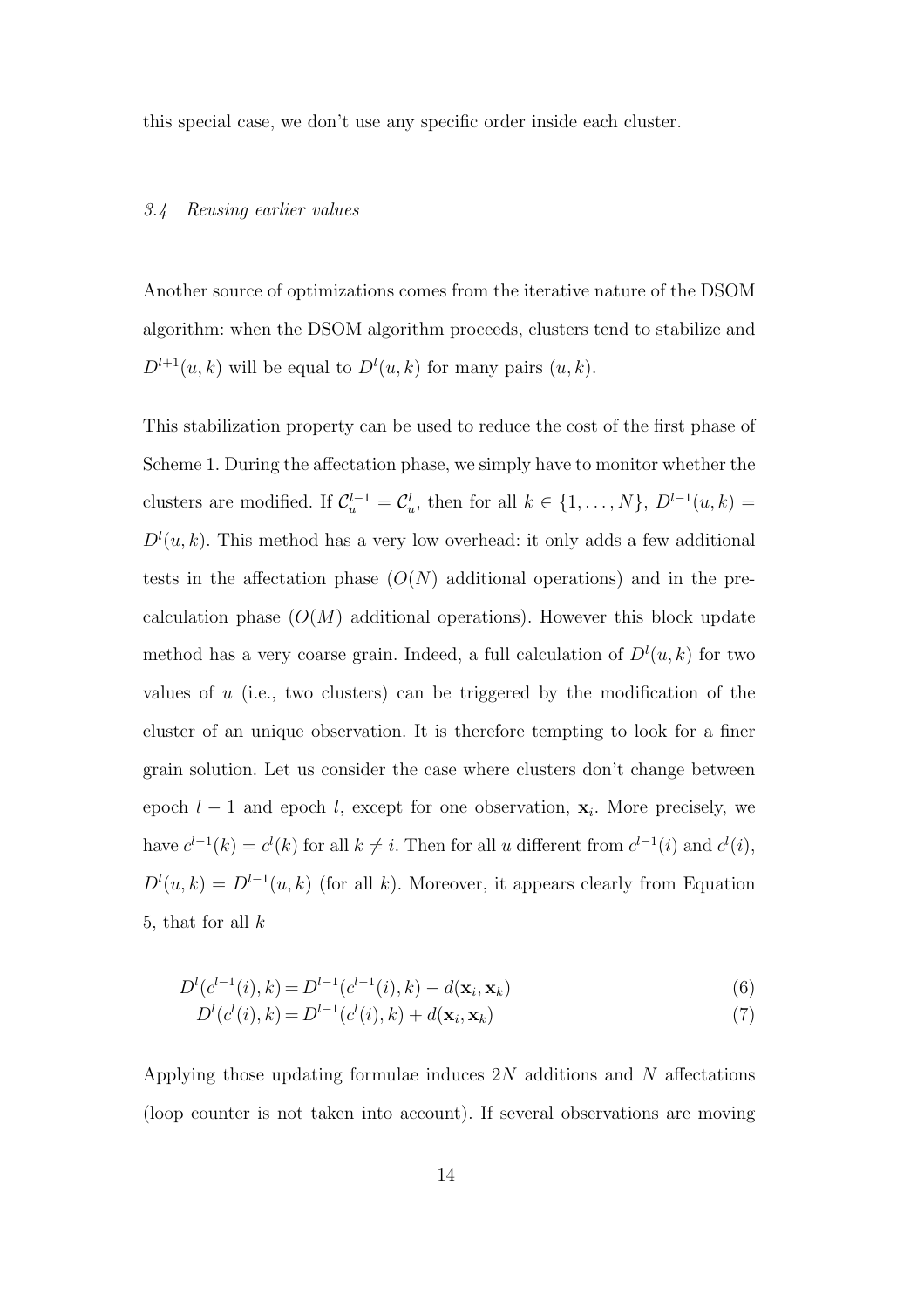this special case, we don't use any specific order inside each cluster.

### *3.4 Reusing earlier values*

Another source of optimizations comes from the iterative nature of the DSOM algorithm: when the DSOM algorithm proceeds, clusters tend to stabilize and $D^{l+1}(u, k)$ will be equal to $D^l(u, k)$ for many pairs $(u, k)$.

This stabilization property can be used to reduce the cost of the first phase of Scheme 1. During the affectation phase, we simply have to monitor whether the clusters are modified. If $\mathcal{C}_u^{l-1} = \mathcal{C}_u^l$, then for all $k \in \{1, \ldots, N\}$, $D^{l-1}(u, k) = D^l(u, k)$. This method has a very low overhead: it only adds a few additional tests in the affectation phase ($O(N)$ additional operations) and in the pre-calculation phase ($O(M)$ additional operations). However this block update method has a very coarse grain. Indeed, a full calculation of $D^l(u, k)$ for two values of $u$ (i.e., two clusters) can be triggered by the modification of the cluster of an unique observation. It is therefore tempting to look for a finer grain solution. Let us consider the case where clusters don't change between epoch $l - 1$ and epoch $l$, except for one observation, $\mathbf{x}_i$. More precisely, we have $c^{l-1}(k) = c^l(k)$ for all $k \neq i$. Then for all $u$ different from $c^{l-1}(i)$ and $c^l(i)$, $D^l(u, k) = D^{l-1}(u, k)$ (for all $k$). Moreover, it appears clearly from Equation 5, that for all $k$

$$D^l(c^{l-1}(i), k) = D^{l-1}(c^{l-1}(i), k) - d(\mathbf{x}_i, \mathbf{x}_k) \tag{6}$$

$$D^l(c^l(i), k) = D^{l-1}(c^l(i), k) + d(\mathbf{x}_i, \mathbf{x}_k) \tag{7}$$

Applying those updating formulae induces $2N$ additions and $N$ affectations (loop counter is not taken into account). If several observations are moving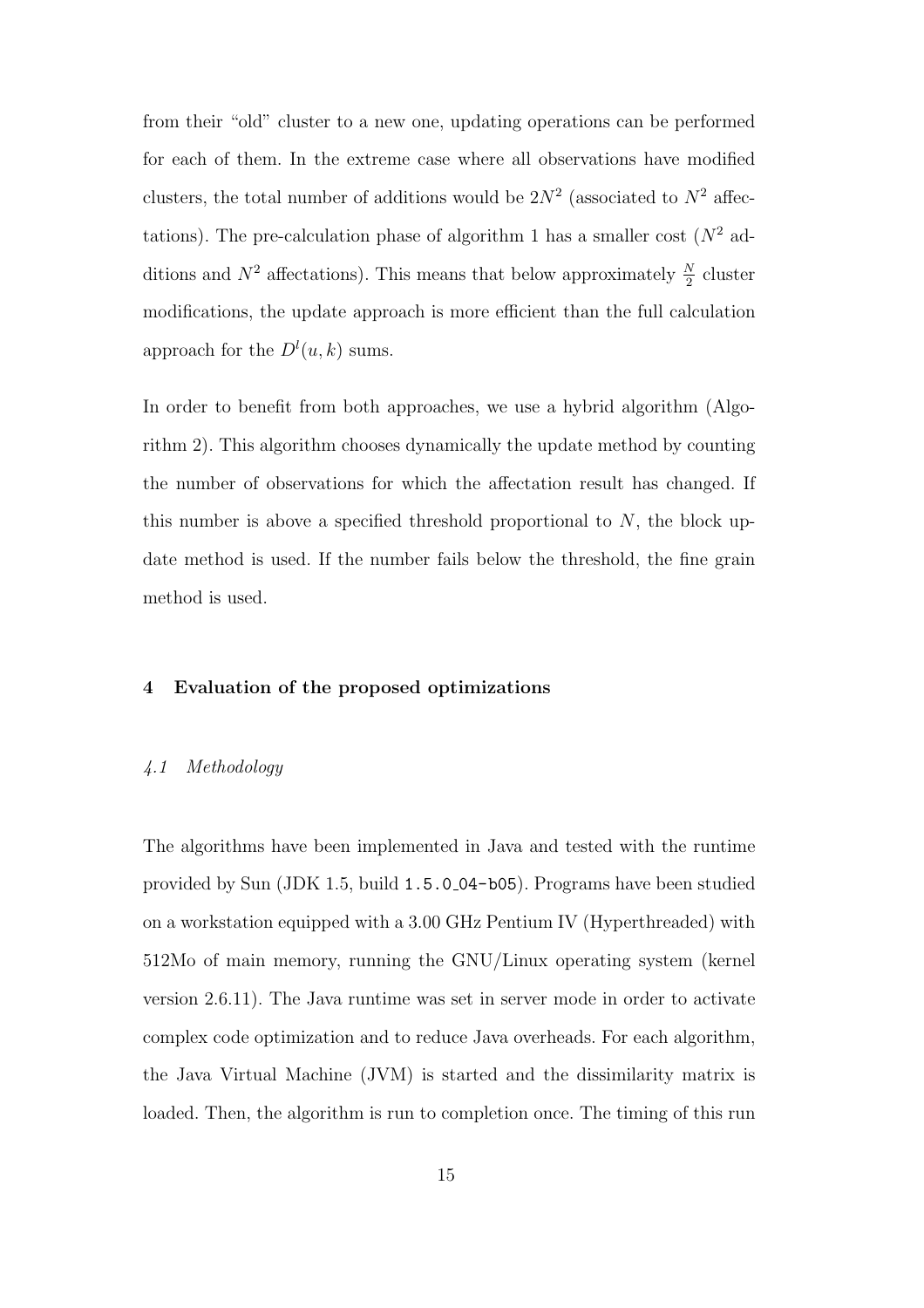from their "old" cluster to a new one, updating operations can be performed for each of them. In the extreme case where all observations have modified clusters, the total number of additions would be $2N^2$ (associated to $N^2$ affectations). The pre-calculation phase of algorithm 1 has a smaller cost ($N^2$ additions and $N^2$ affectations). This means that below approximately $\frac{N}{2}$ cluster modifications, the update approach is more efficient than the full calculation approach for the $D^l(u, k)$ sums.

In order to benefit from both approaches, we use a hybrid algorithm (Algorithm 2). This algorithm chooses dynamically the update method by counting the number of observations for which the affectation result has changed. If this number is above a specified threshold proportional to $N$, the block update method is used. If the number fails below the threshold, the fine grain method is used.

## 4 Evaluation of the proposed optimizations

### *4.1 Methodology*

The algorithms have been implemented in Java and tested with the runtime provided by Sun (JDK 1.5, build `1.5.0_04-b05`). Programs have been studied on a workstation equipped with a 3.00 GHz Pentium IV (Hyperthreaded) with 512Mo of main memory, running the GNU/Linux operating system (kernel version 2.6.11). The Java runtime was set in server mode in order to activate complex code optimization and to reduce Java overheads. For each algorithm, the Java Virtual Machine (JVM) is started and the dissimilarity matrix is loaded. Then, the algorithm is run to completion once. The timing of this run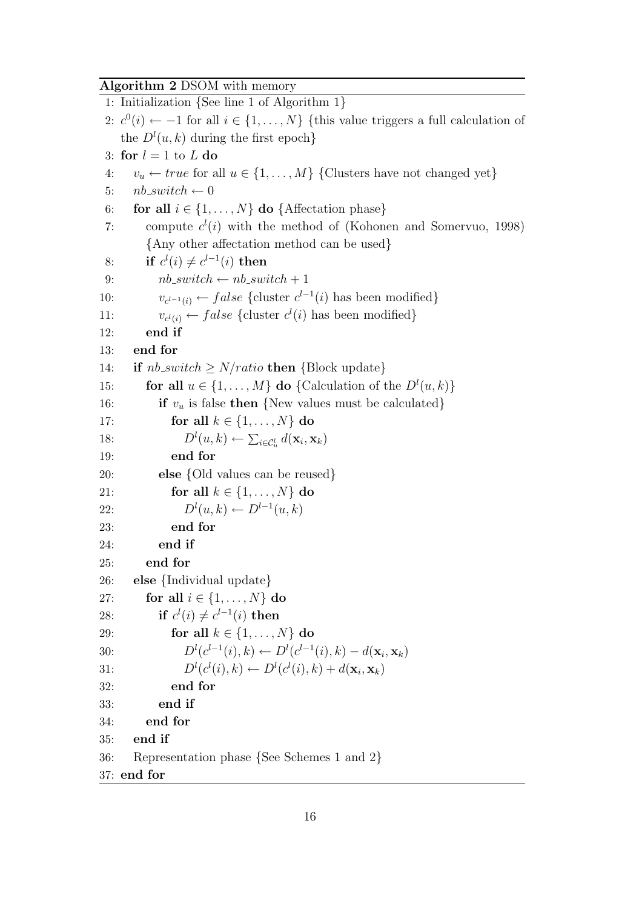**Algorithm 2** DSOM with memory

```
1: Initialization {See line 1 of Algorithm 1}
2: c^0(i) ← −1 for all i ∈ {1,...,N} {this value triggers a full calculation of
   the D^l(u,k) during the first epoch}
3: for l = 1 to L do
4:    v_u ← true for all u ∈ {1,...,M} {Clusters have not changed yet}
5:    nb_switch ← 0
6:    for all i ∈ {1,...,N} do {Affectation phase}
7:       compute c^l(i) with the method of (Kohonen and Somervuo, 1998)
         {Any other affectation method can be used}
8:       if c^l(i) ≠ c^{l−1}(i) then
9:          nb_switch ← nb_switch + 1
10:         v_{c^{l−1}(i)} ← false {cluster c^{l−1}(i) has been modified}
11:         v_{c^l(i)} ← false {cluster c^l(i) has been modified}
12:      end if
13:   end for
14:   if nb_switch ≥ N/ratio then {Block update}
15:      for all u ∈ {1,...,M} do {Calculation of the D^l(u,k)}
16:         if v_u is false then {New values must be calculated}
17:            for all k ∈ {1,...,N} do
18:               D^l(u,k) ← Σ_{i∈C^l_u} d(x_i, x_k)
19:            end for
20:         else {Old values can be reused}
21:            for all k ∈ {1,...,N} do
22:               D^l(u,k) ← D^{l−1}(u,k)
23:            end for
24:         end if
25:      end for
26:   else {Individual update}
27:      for all i ∈ {1,...,N} do
28:         if c^l(i) ≠ c^{l−1}(i) then
29:            for all k ∈ {1,...,N} do
30:               D^l(c^{l−1}(i),k) ← D^l(c^{l−1}(i),k) − d(x_i, x_k)
31:               D^l(c^l(i),k) ← D^l(c^l(i),k) + d(x_i, x_k)
32:            end for
33:         end if
34:      end for
35:   end if
36:   Representation phase {See Schemes 1 and 2}
37: end for
```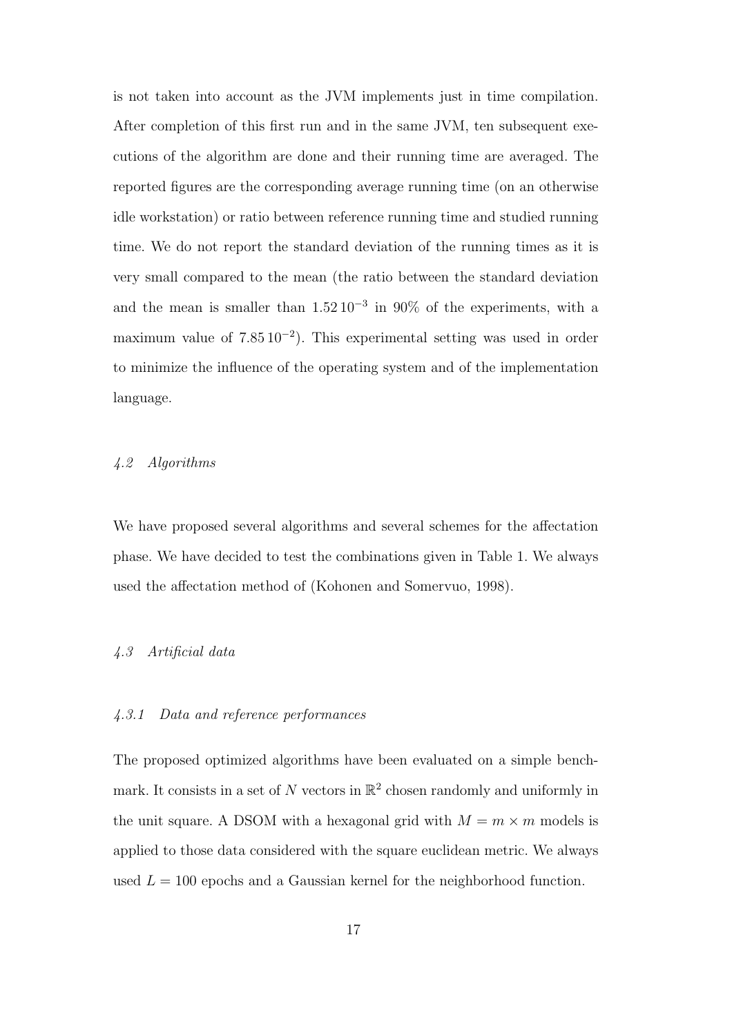is not taken into account as the JVM implements just in time compilation. After completion of this first run and in the same JVM, ten subsequent executions of the algorithm are done and their running time are averaged. The reported figures are the corresponding average running time (on an otherwise idle workstation) or ratio between reference running time and studied running time. We do not report the standard deviation of the running times as it is very small compared to the mean (the ratio between the standard deviation and the mean is smaller than $1.52\,10^{-3}$ in 90% of the experiments, with a maximum value of $7.85\,10^{-2}$). This experimental setting was used in order to minimize the influence of the operating system and of the implementation language.

### *4.2 Algorithms*

We have proposed several algorithms and several schemes for the affectation phase. We have decided to test the combinations given in Table 1. We always used the affectation method of (Kohonen and Somervuo, 1998).

### *4.3 Artificial data*

#### *4.3.1 Data and reference performances*

The proposed optimized algorithms have been evaluated on a simple benchmark. It consists in a set of $N$ vectors in $\mathbb{R}^2$ chosen randomly and uniformly in the unit square. A DSOM with a hexagonal grid with $M = m \times m$ models is applied to those data considered with the square euclidean metric. We always used $L = 100$ epochs and a Gaussian kernel for the neighborhood function.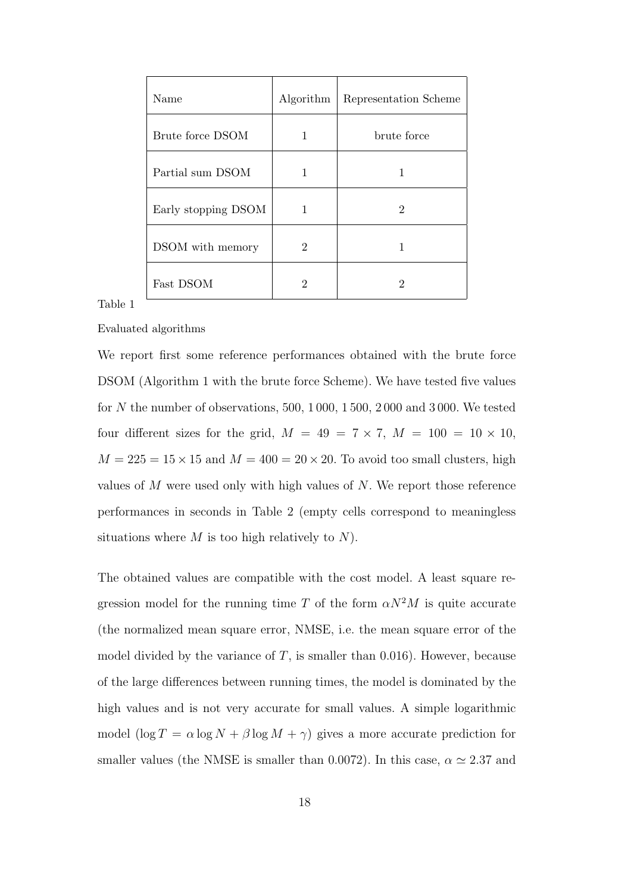| Name | Algorithm | Representation Scheme |
| --- | --- | --- |
| Brute force DSOM | 1 | brute force |
| Partial sum DSOM | 1 | 1 |
| Early stopping DSOM | 1 | 2 |
| DSOM with memory | 2 | 1 |
| Fast DSOM | 2 | 2 |

Table 1

Evaluated algorithms

We report first some reference performances obtained with the brute force DSOM (Algorithm 1 with the brute force Scheme). We have tested five values for $N$ the number of observations, 500, 1 000, 1 500, 2 000 and 3 000. We tested four different sizes for the grid, $M = 49 = 7 \times 7$, $M = 100 = 10 \times 10$, $M = 225 = 15 \times 15$ and $M = 400 = 20 \times 20$. To avoid too small clusters, high values of $M$ were used only with high values of $N$. We report those reference performances in seconds in Table 2 (empty cells correspond to meaningless situations where $M$ is too high relatively to $N$).

The obtained values are compatible with the cost model. A least square regression model for the running time $T$ of the form $\alpha N^2 M$ is quite accurate (the normalized mean square error, NMSE, i.e. the mean square error of the model divided by the variance of $T$, is smaller than 0.016). However, because of the large differences between running times, the model is dominated by the high values and is not very accurate for small values. A simple logarithmic model ($\log T = \alpha \log N + \beta \log M + \gamma$) gives a more accurate prediction for smaller values (the NMSE is smaller than 0.0072). In this case, $\alpha \simeq 2.37$ and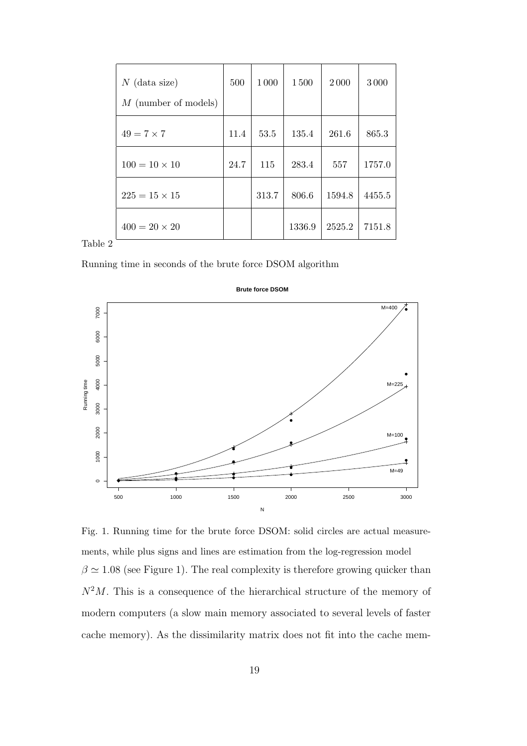| $N$ (data size) <br> $M$ (number of models) | 500 | 1 000 | 1 500 | 2 000 | 3 000 |
|---|---|---|---|---|---|
| $49 = 7 \times 7$ | 11.4 | 53.5 | 135.4 | 261.6 | 865.3 |
| $100 = 10 \times 10$ | 24.7 | 115 | 283.4 | 557 | 1757.0 |
| $225 = 15 \times 15$ | | 313.7 | 806.6 | 1594.8 | 4455.5 |
| $400 = 20 \times 20$ | | | 1336.9 | 2525.2 | 7151.8 |

Table 2

Running time in seconds of the brute force DSOM algorithm

Fig. 1. Running time for the brute force DSOM: solid circles are actual measurements, while plus signs and lines are estimation from the log-regression model

$\beta \simeq 1.08$ (see Figure 1). The real complexity is therefore growing quicker than $N^2M$. This is a consequence of the hierarchical structure of the memory of modern computers (a slow main memory associated to several levels of faster cache memory). As the dissimilarity matrix does not fit into the cache mem-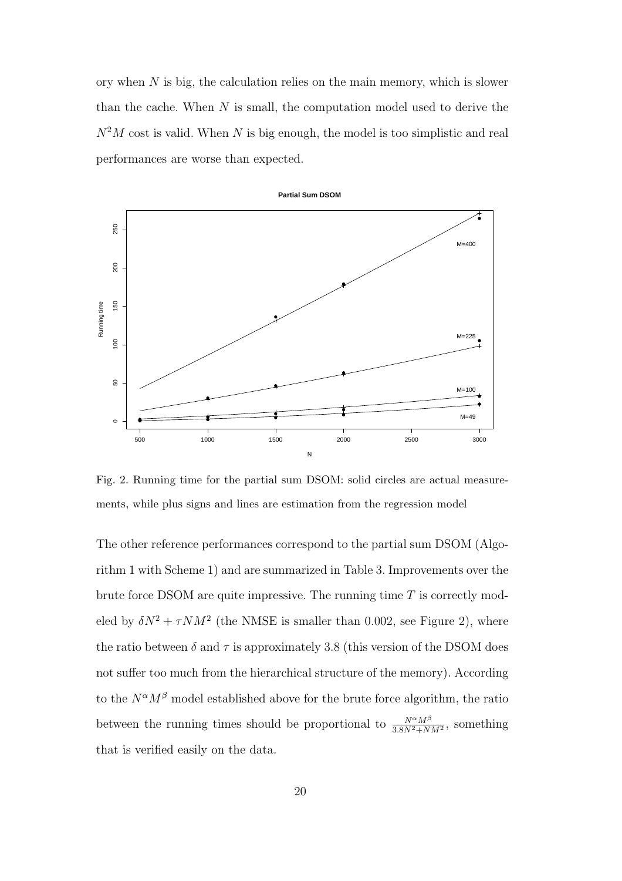ory when $N$ is big, the calculation relies on the main memory, which is slower than the cache. When $N$ is small, the computation model used to derive the $N^2M$ cost is valid. When $N$ is big enough, the model is too simplistic and real performances are worse than expected.

Fig. 2. Running time for the partial sum DSOM: solid circles are actual measurements, while plus signs and lines are estimation from the regression model

The other reference performances correspond to the partial sum DSOM (Algorithm 1 with Scheme 1) and are summarized in Table 3. Improvements over the brute force DSOM are quite impressive. The running time $T$ is correctly modeled by $\delta N^2 + \tau NM^2$ (the NMSE is smaller than 0.002, see Figure 2), where the ratio between $\delta$ and $\tau$ is approximately 3.8 (this version of the DSOM does not suffer too much from the hierarchical structure of the memory). According to the $N^\alpha M^\beta$ model established above for the brute force algorithm, the ratio between the running times should be proportional to $\frac{N^\alpha M^\beta}{3.8N^2+NM^2}$, something that is verified easily on the data.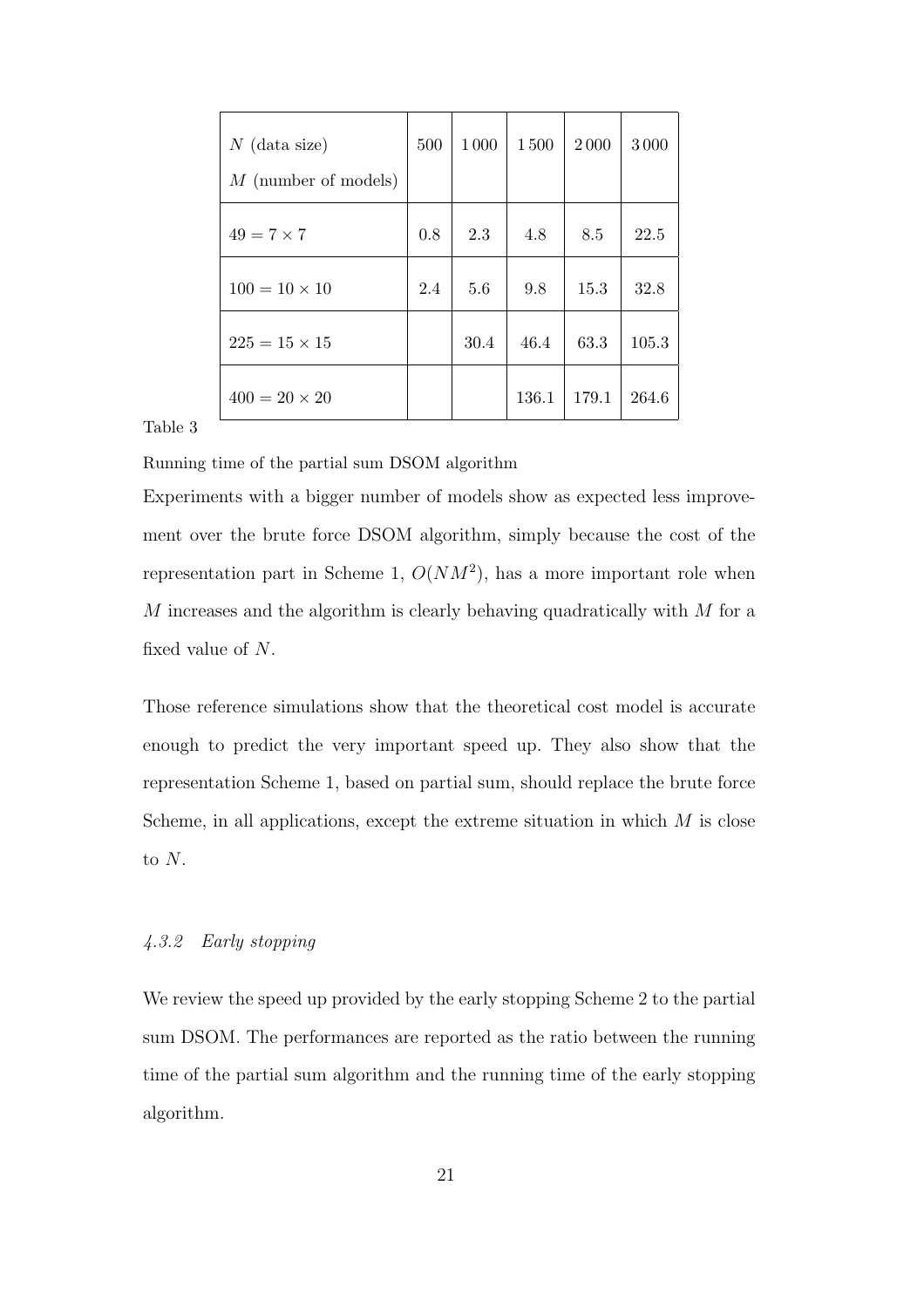| $N$ (data size) $M$ (number of models) | 500 | 1 000 | 1 500 | 2 000 | 3 000 |
|---|---|---|---|---|---|
| $49 = 7 \times 7$ | 0.8 | 2.3 | 4.8 | 8.5 | 22.5 |
| $100 = 10 \times 10$ | 2.4 | 5.6 | 9.8 | 15.3 | 32.8 |
| $225 = 15 \times 15$ | | 30.4 | 46.4 | 63.3 | 105.3 |
| $400 = 20 \times 20$ | | | 136.1 | 179.1 | 264.6 |

Table 3

Running time of the partial sum DSOM algorithm

Experiments with a bigger number of models show as expected less improvement over the brute force DSOM algorithm, simply because the cost of the representation part in Scheme 1, $O(NM^2)$, has a more important role when $M$ increases and the algorithm is clearly behaving quadratically with $M$ for a fixed value of $N$.

Those reference simulations show that the theoretical cost model is accurate enough to predict the very important speed up. They also show that the representation Scheme 1, based on partial sum, should replace the brute force Scheme, in all applications, except the extreme situation in which $M$ is close to $N$.

#### *4.3.2 Early stopping*

We review the speed up provided by the early stopping Scheme 2 to the partial sum DSOM. The performances are reported as the ratio between the running time of the partial sum algorithm and the running time of the early stopping algorithm.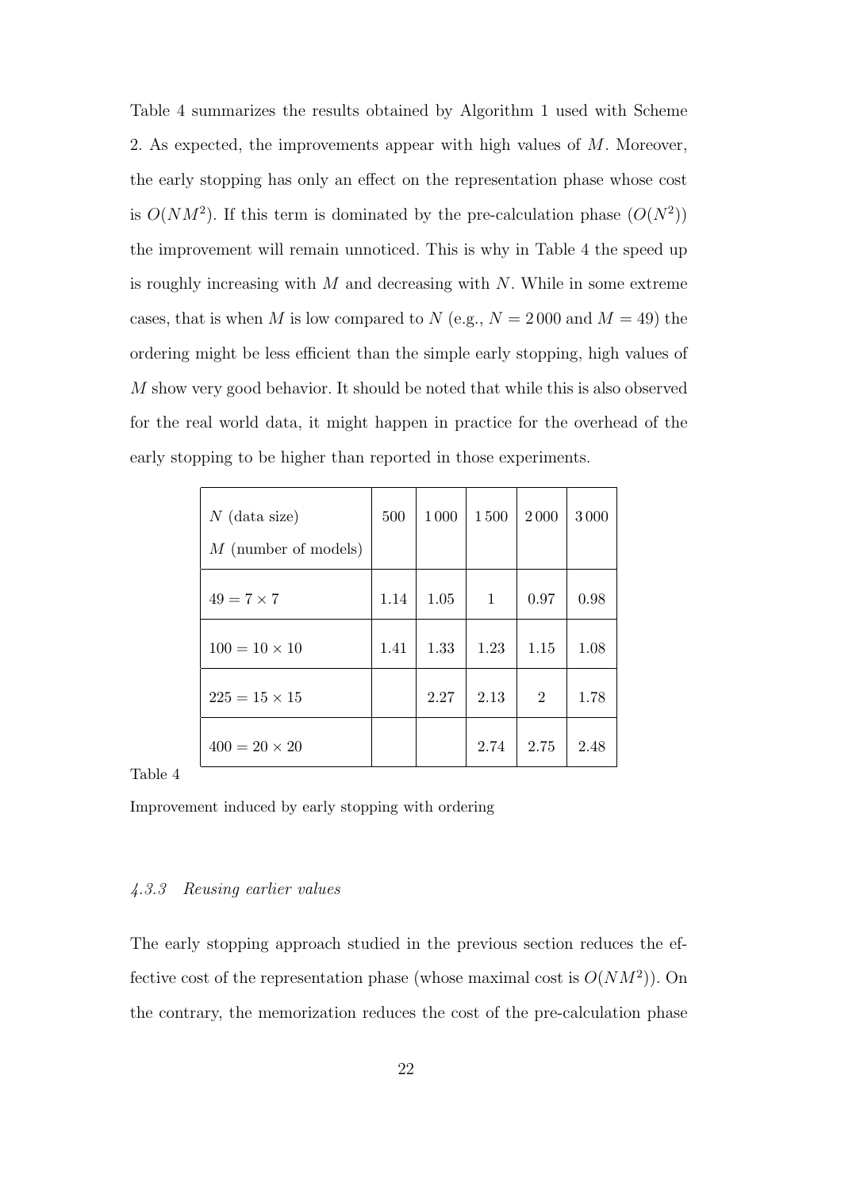Table 4 summarizes the results obtained by Algorithm 1 used with Scheme 2. As expected, the improvements appear with high values of $M$. Moreover, the early stopping has only an effect on the representation phase whose cost is $O(NM^2)$. If this term is dominated by the pre-calculation phase ($O(N^2)$) the improvement will remain unnoticed. This is why in Table 4 the speed up is roughly increasing with $M$ and decreasing with $N$. While in some extreme cases, that is when $M$ is low compared to $N$ (e.g., $N = 2\,000$ and $M = 49$) the ordering might be less efficient than the simple early stopping, high values of $M$ show very good behavior. It should be noted that while this is also observed for the real world data, it might happen in practice for the overhead of the early stopping to be higher than reported in those experiments.

| $N$ (data size) $M$ (number of models) | 500 | 1 000 | 1 500 | 2 000 | 3 000 |
|---|---|---|---|---|---|
| $49 = 7 \times 7$ | 1.14 | 1.05 | 1 | 0.97 | 0.98 |
| $100 = 10 \times 10$ | 1.41 | 1.33 | 1.23 | 1.15 | 1.08 |
| $225 = 15 \times 15$ | | 2.27 | 2.13 | 2 | 1.78 |
| $400 = 20 \times 20$ | | | 2.74 | 2.75 | 2.48 |

Table 4

Improvement induced by early stopping with ordering

#### *4.3.3 Reusing earlier values*

The early stopping approach studied in the previous section reduces the effective cost of the representation phase (whose maximal cost is $O(NM^2)$). On the contrary, the memorization reduces the cost of the pre-calculation phase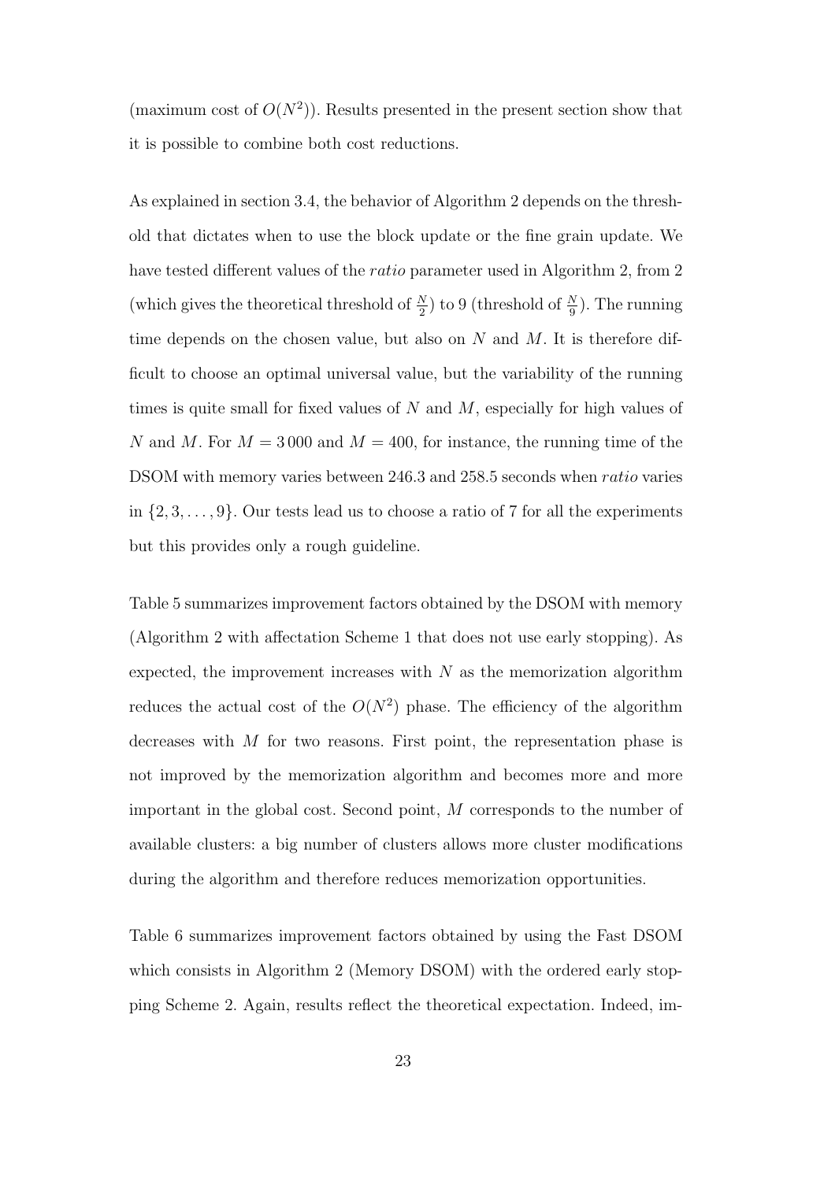(maximum cost of $O(N^2)$). Results presented in the present section show that it is possible to combine both cost reductions.

As explained in section 3.4, the behavior of Algorithm 2 depends on the threshold that dictates when to use the block update or the fine grain update. We have tested different values of the *ratio* parameter used in Algorithm 2, from 2 (which gives the theoretical threshold of $\frac{N}{2}$) to 9 (threshold of $\frac{N}{9}$). The running time depends on the chosen value, but also on $N$ and $M$. It is therefore difficult to choose an optimal universal value, but the variability of the running times is quite small for fixed values of $N$ and $M$, especially for high values of $N$ and $M$. For $M = 3\,000$ and $M = 400$, for instance, the running time of the DSOM with memory varies between 246.3 and 258.5 seconds when *ratio* varies in $\{2, 3, \ldots, 9\}$. Our tests lead us to choose a ratio of 7 for all the experiments but this provides only a rough guideline.

Table 5 summarizes improvement factors obtained by the DSOM with memory (Algorithm 2 with affectation Scheme 1 that does not use early stopping). As expected, the improvement increases with $N$ as the memorization algorithm reduces the actual cost of the $O(N^2)$ phase. The efficiency of the algorithm decreases with $M$ for two reasons. First point, the representation phase is not improved by the memorization algorithm and becomes more and more important in the global cost. Second point, $M$ corresponds to the number of available clusters: a big number of clusters allows more cluster modifications during the algorithm and therefore reduces memorization opportunities.

Table 6 summarizes improvement factors obtained by using the Fast DSOM which consists in Algorithm 2 (Memory DSOM) with the ordered early stopping Scheme 2. Again, results reflect the theoretical expectation. Indeed, im-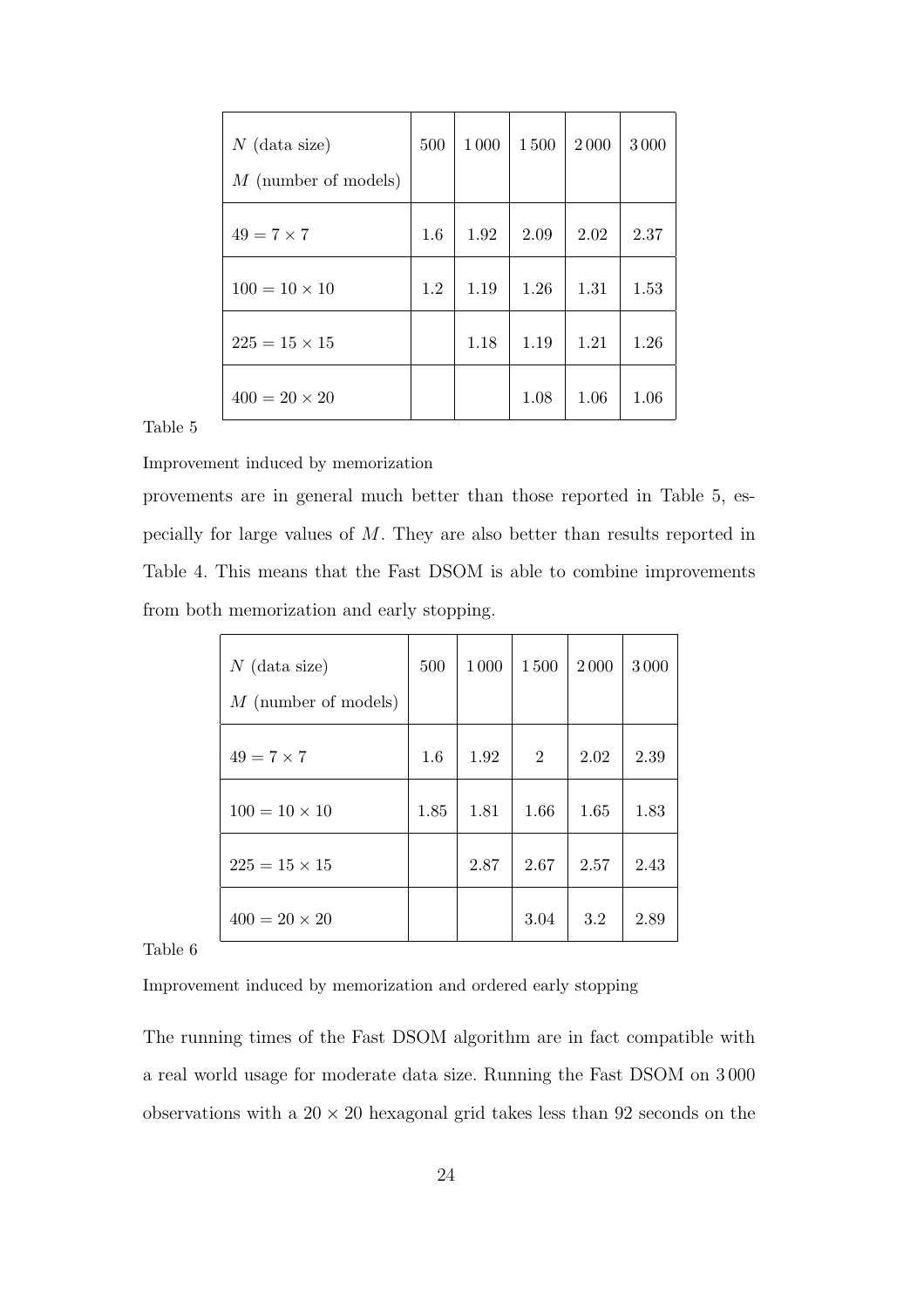| $N$ (data size) $M$ (number of models) | 500 | 1 000 | 1 500 | 2 000 | 3 000 |
|---|---|---|---|---|---|
| $49 = 7 \times 7$ | 1.6 | 1.92 | 2.09 | 2.02 | 2.37 |
| $100 = 10 \times 10$ | 1.2 | 1.19 | 1.26 | 1.31 | 1.53 |
| $225 = 15 \times 15$ | | 1.18 | 1.19 | 1.21 | 1.26 |
| $400 = 20 \times 20$ | | | 1.08 | 1.06 | 1.06 |

Table 5

Improvement induced by memorization

provements are in general much better than those reported in Table 5, especially for large values of $M$. They are also better than results reported in Table 4. This means that the Fast DSOM is able to combine improvements from both memorization and early stopping.

| $N$ (data size) $M$ (number of models) | 500 | 1 000 | 1 500 | 2 000 | 3 000 |
|---|---|---|---|---|---|
| $49 = 7 \times 7$ | 1.6 | 1.92 | 2 | 2.02 | 2.39 |
| $100 = 10 \times 10$ | 1.85 | 1.81 | 1.66 | 1.65 | 1.83 |
| $225 = 15 \times 15$ | | 2.87 | 2.67 | 2.57 | 2.43 |
| $400 = 20 \times 20$ | | | 3.04 | 3.2 | 2.89 |

Table 6

Improvement induced by memorization and ordered early stopping

The running times of the Fast DSOM algorithm are in fact compatible with a real world usage for moderate data size. Running the Fast DSOM on 3 000 observations with a $20 \times 20$ hexagonal grid takes less than 92 seconds on the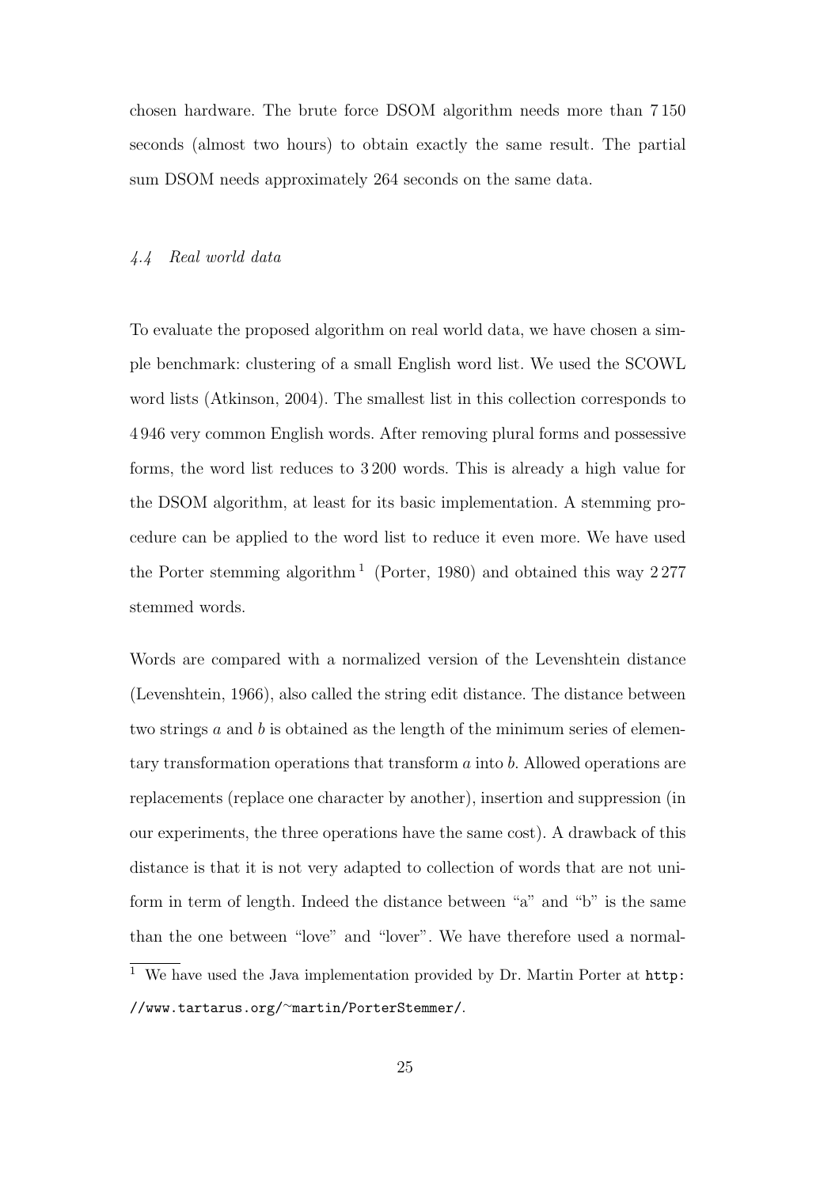chosen hardware. The brute force DSOM algorithm needs more than 7 150 seconds (almost two hours) to obtain exactly the same result. The partial sum DSOM needs approximately 264 seconds on the same data.

### *4.4 Real world data*

To evaluate the proposed algorithm on real world data, we have chosen a simple benchmark: clustering of a small English word list. We used the SCOWL word lists (Atkinson, 2004). The smallest list in this collection corresponds to 4 946 very common English words. After removing plural forms and possessive forms, the word list reduces to 3 200 words. This is already a high value for the DSOM algorithm, at least for its basic implementation. A stemming procedure can be applied to the word list to reduce it even more. We have used the Porter stemming algorithm [1] (Porter, 1980) and obtained this way 2 277 stemmed words.

Words are compared with a normalized version of the Levenshtein distance (Levenshtein, 1966), also called the string edit distance. The distance between two strings $a$ and $b$ is obtained as the length of the minimum series of elementary transformation operations that transform $a$ into $b$. Allowed operations are replacements (replace one character by another), insertion and suppression (in our experiments, the three operations have the same cost). A drawback of this distance is that it is not very adapted to collection of words that are not uniform in term of length. Indeed the distance between "a" and "b" is the same than the one between "love" and "lover". We have therefore used a normal-

[1] We have used the Java implementation provided by Dr. Martin Porter at `http://www.tartarus.org/~martin/PorterStemmer/`.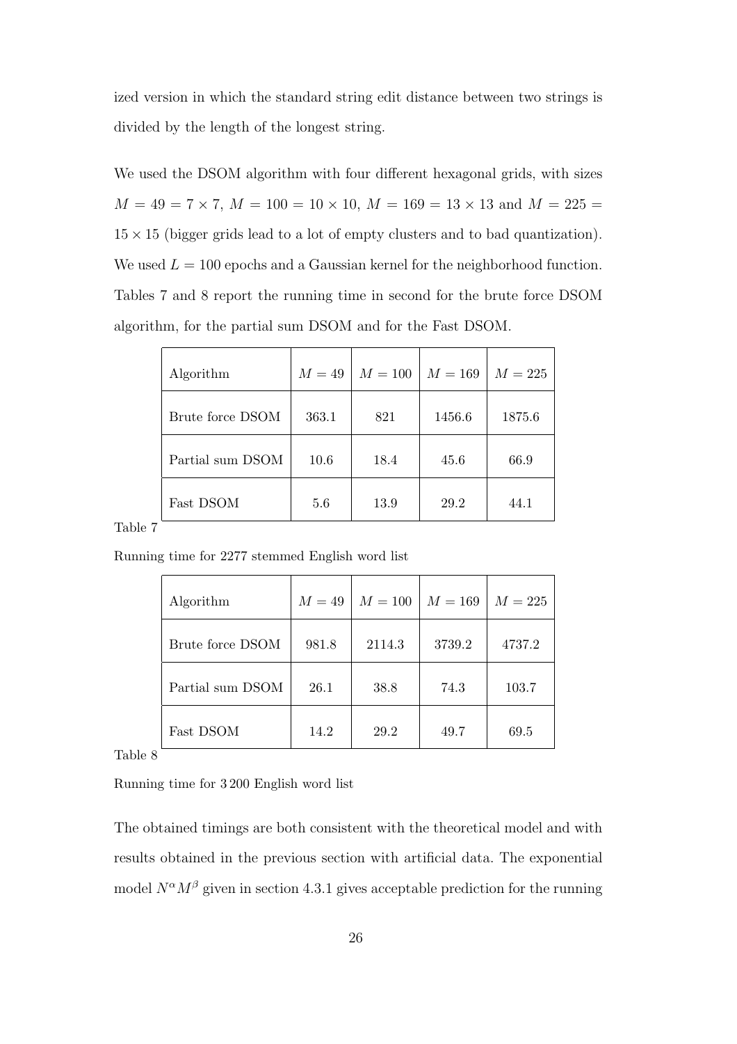ized version in which the standard string edit distance between two strings is divided by the length of the longest string.

We used the DSOM algorithm with four different hexagonal grids, with sizes $M = 49 = 7 \times 7$, $M = 100 = 10 \times 10$, $M = 169 = 13 \times 13$ and $M = 225 = 15 \times 15$ (bigger grids lead to a lot of empty clusters and to bad quantization). We used $L = 100$ epochs and a Gaussian kernel for the neighborhood function. Tables 7 and 8 report the running time in second for the brute force DSOM algorithm, for the partial sum DSOM and for the Fast DSOM.

| Algorithm | $M = 49$ | $M = 100$ | $M = 169$ | $M = 225$ |
|---|---|---|---|---|
| Brute force DSOM | 363.1 | 821 | 1456.6 | 1875.6 |
| Partial sum DSOM | 10.6 | 18.4 | 45.6 | 66.9 |
| Fast DSOM | 5.6 | 13.9 | 29.2 | 44.1 |

Table 7

Running time for 2277 stemmed English word list

| Algorithm | $M = 49$ | $M = 100$ | $M = 169$ | $M = 225$ |
|---|---|---|---|---|
| Brute force DSOM | 981.8 | 2114.3 | 3739.2 | 4737.2 |
| Partial sum DSOM | 26.1 | 38.8 | 74.3 | 103.7 |
| Fast DSOM | 14.2 | 29.2 | 49.7 | 69.5 |

Table 8

Running time for 3 200 English word list

The obtained timings are both consistent with the theoretical model and with results obtained in the previous section with artificial data. The exponential model $N^{\alpha}M^{\beta}$ given in section 4.3.1 gives acceptable prediction for the running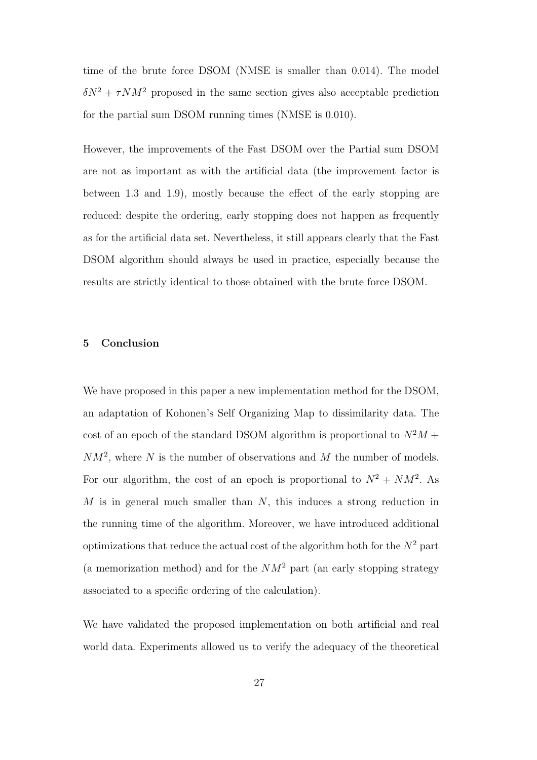time of the brute force DSOM (NMSE is smaller than 0.014). The model $\delta N^2 + \tau N M^2$ proposed in the same section gives also acceptable prediction for the partial sum DSOM running times (NMSE is 0.010).

However, the improvements of the Fast DSOM over the Partial sum DSOM are not as important as with the artificial data (the improvement factor is between 1.3 and 1.9), mostly because the effect of the early stopping are reduced: despite the ordering, early stopping does not happen as frequently as for the artificial data set. Nevertheless, it still appears clearly that the Fast DSOM algorithm should always be used in practice, especially because the results are strictly identical to those obtained with the brute force DSOM.

## 5 Conclusion

We have proposed in this paper a new implementation method for the DSOM, an adaptation of Kohonen's Self Organizing Map to dissimilarity data. The cost of an epoch of the standard DSOM algorithm is proportional to $N^2 M + NM^2$, where $N$ is the number of observations and $M$ the number of models. For our algorithm, the cost of an epoch is proportional to $N^2 + NM^2$. As $M$ is in general much smaller than $N$, this induces a strong reduction in the running time of the algorithm. Moreover, we have introduced additional optimizations that reduce the actual cost of the algorithm both for the $N^2$ part (a memorization method) and for the $NM^2$ part (an early stopping strategy associated to a specific ordering of the calculation).

We have validated the proposed implementation on both artificial and real world data. Experiments allowed us to verify the adequacy of the theoretical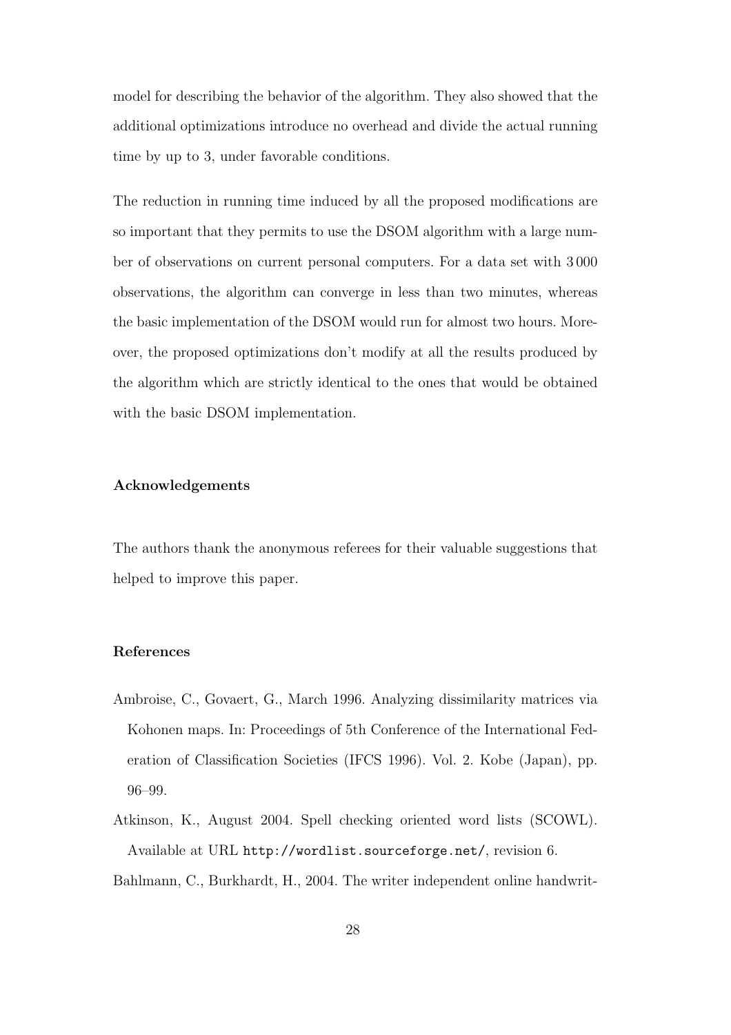model for describing the behavior of the algorithm. They also showed that the additional optimizations introduce no overhead and divide the actual running time by up to 3, under favorable conditions.

The reduction in running time induced by all the proposed modifications are so important that they permits to use the DSOM algorithm with a large number of observations on current personal computers. For a data set with 3 000 observations, the algorithm can converge in less than two minutes, whereas the basic implementation of the DSOM would run for almost two hours. Moreover, the proposed optimizations don't modify at all the results produced by the algorithm which are strictly identical to the ones that would be obtained with the basic DSOM implementation.

## Acknowledgements

The authors thank the anonymous referees for their valuable suggestions that helped to improve this paper.

## References

Ambroise, C., Govaert, G., March 1996. Analyzing dissimilarity matrices via Kohonen maps. In: Proceedings of 5th Conference of the International Federation of Classification Societies (IFCS 1996). Vol. 2. Kobe (Japan), pp. 96–99.

Atkinson, K., August 2004. Spell checking oriented word lists (SCOWL). Available at URL `http://wordlist.sourceforge.net/`, revision 6.

Bahlmann, C., Burkhardt, H., 2004. The writer independent online handwrit-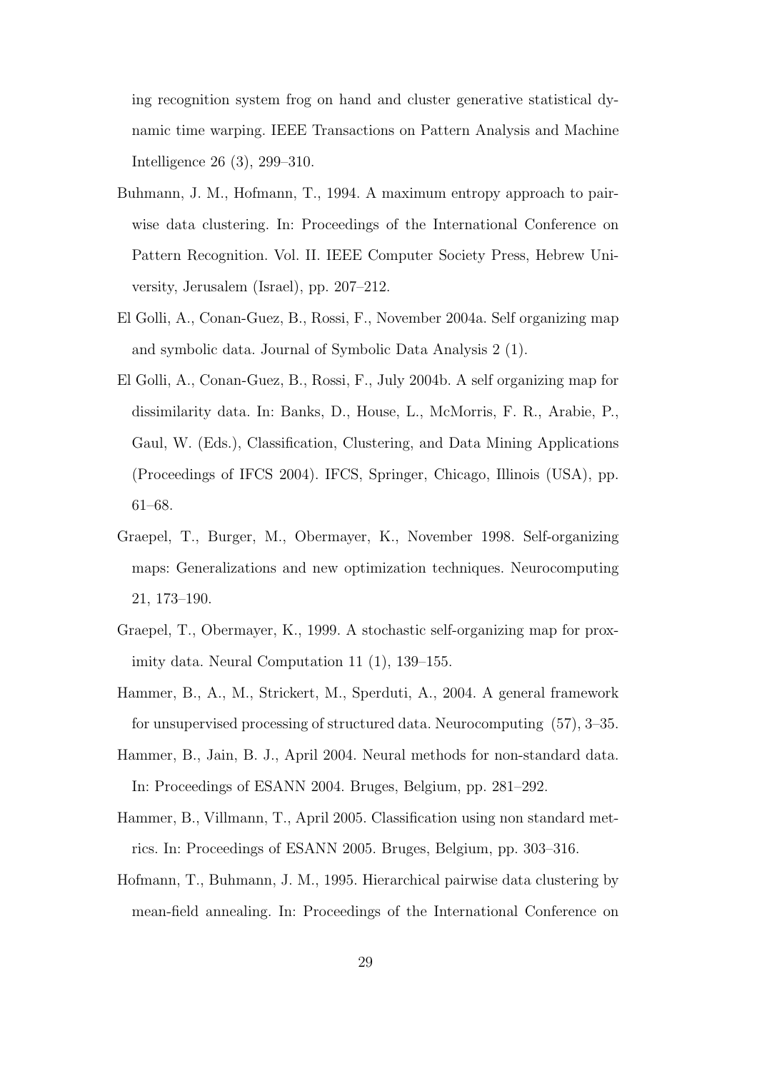ing recognition system frog on hand and cluster generative statistical dynamic time warping. IEEE Transactions on Pattern Analysis and Machine Intelligence 26 (3), 299–310.

Buhmann, J. M., Hofmann, T., 1994. A maximum entropy approach to pairwise data clustering. In: Proceedings of the International Conference on Pattern Recognition. Vol. II. IEEE Computer Society Press, Hebrew University, Jerusalem (Israel), pp. 207–212.

El Golli, A., Conan-Guez, B., Rossi, F., November 2004a. Self organizing map and symbolic data. Journal of Symbolic Data Analysis 2 (1).

El Golli, A., Conan-Guez, B., Rossi, F., July 2004b. A self organizing map for dissimilarity data. In: Banks, D., House, L., McMorris, F. R., Arabie, P., Gaul, W. (Eds.), Classification, Clustering, and Data Mining Applications (Proceedings of IFCS 2004). IFCS, Springer, Chicago, Illinois (USA), pp. 61–68.

Graepel, T., Burger, M., Obermayer, K., November 1998. Self-organizing maps: Generalizations and new optimization techniques. Neurocomputing 21, 173–190.

Graepel, T., Obermayer, K., 1999. A stochastic self-organizing map for proximity data. Neural Computation 11 (1), 139–155.

Hammer, B., A., M., Strickert, M., Sperduti, A., 2004. A general framework for unsupervised processing of structured data. Neurocomputing (57), 3–35.

Hammer, B., Jain, B. J., April 2004. Neural methods for non-standard data. In: Proceedings of ESANN 2004. Bruges, Belgium, pp. 281–292.

Hammer, B., Villmann, T., April 2005. Classification using non standard metrics. In: Proceedings of ESANN 2005. Bruges, Belgium, pp. 303–316.

Hofmann, T., Buhmann, J. M., 1995. Hierarchical pairwise data clustering by mean-field annealing. In: Proceedings of the International Conference on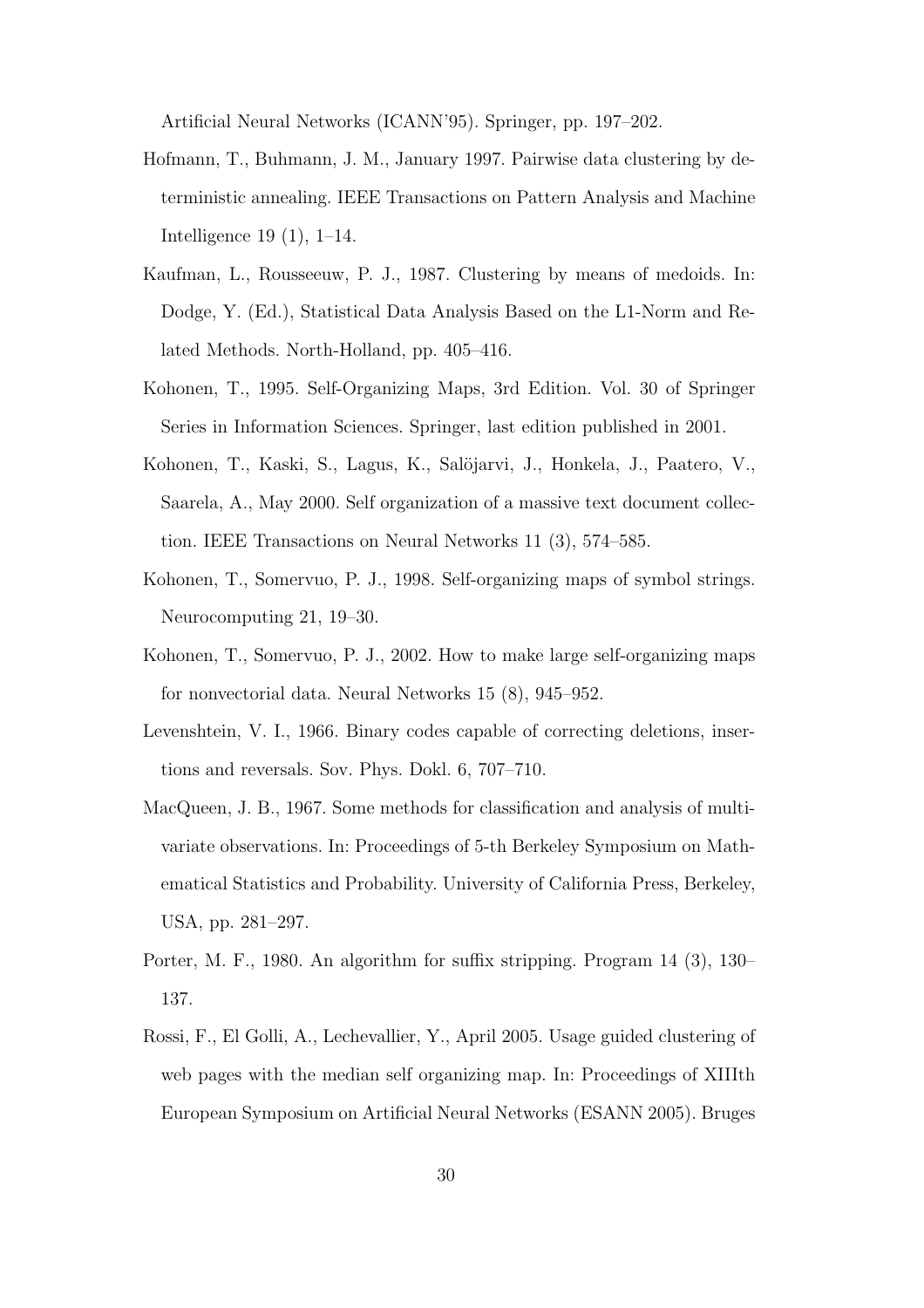Artificial Neural Networks (ICANN'95). Springer, pp. 197–202.

Hofmann, T., Buhmann, J. M., January 1997. Pairwise data clustering by deterministic annealing. IEEE Transactions on Pattern Analysis and Machine Intelligence 19 (1), 1–14.

Kaufman, L., Rousseeuw, P. J., 1987. Clustering by means of medoids. In: Dodge, Y. (Ed.), Statistical Data Analysis Based on the L1-Norm and Related Methods. North-Holland, pp. 405–416.

Kohonen, T., 1995. Self-Organizing Maps, 3rd Edition. Vol. 30 of Springer Series in Information Sciences. Springer, last edition published in 2001.

Kohonen, T., Kaski, S., Lagus, K., Salöjarvi, J., Honkela, J., Paatero, V., Saarela, A., May 2000. Self organization of a massive text document collection. IEEE Transactions on Neural Networks 11 (3), 574–585.

Kohonen, T., Somervuo, P. J., 1998. Self-organizing maps of symbol strings. Neurocomputing 21, 19–30.

Kohonen, T., Somervuo, P. J., 2002. How to make large self-organizing maps for nonvectorial data. Neural Networks 15 (8), 945–952.

Levenshtein, V. I., 1966. Binary codes capable of correcting deletions, insertions and reversals. Sov. Phys. Dokl. 6, 707–710.

MacQueen, J. B., 1967. Some methods for classification and analysis of multivariate observations. In: Proceedings of 5-th Berkeley Symposium on Mathematical Statistics and Probability. University of California Press, Berkeley, USA, pp. 281–297.

Porter, M. F., 1980. An algorithm for suffix stripping. Program 14 (3), 130–137.

Rossi, F., El Golli, A., Lechevallier, Y., April 2005. Usage guided clustering of web pages with the median self organizing map. In: Proceedings of XIIIth European Symposium on Artificial Neural Networks (ESANN 2005). Bruges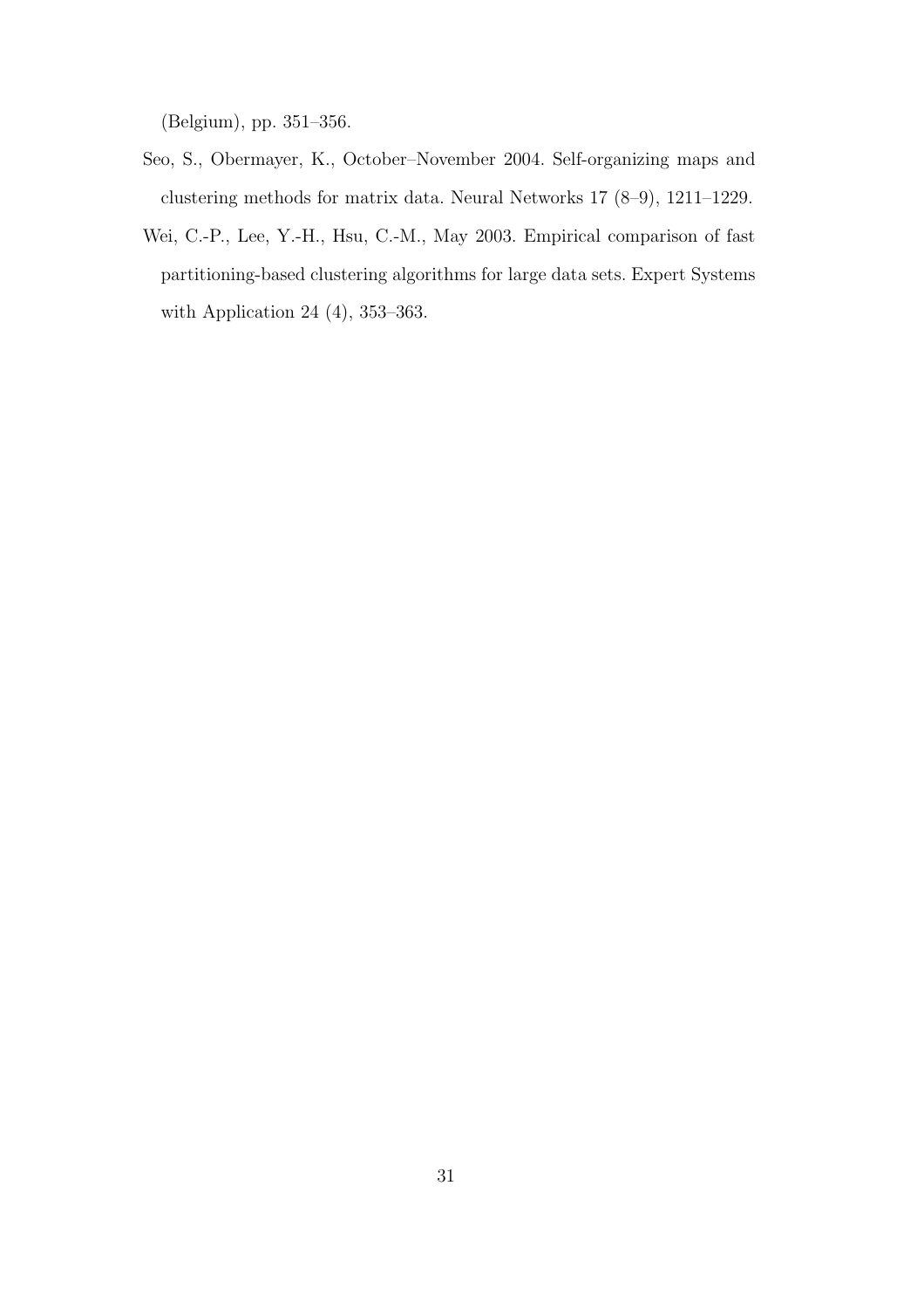(Belgium), pp. 351–356.

Seo, S., Obermayer, K., October–November 2004. Self-organizing maps and clustering methods for matrix data. Neural Networks 17 (8–9), 1211–1229.

Wei, C.-P., Lee, Y.-H., Hsu, C.-M., May 2003. Empirical comparison of fast partitioning-based clustering algorithms for large data sets. Expert Systems with Application 24 (4), 353–363.